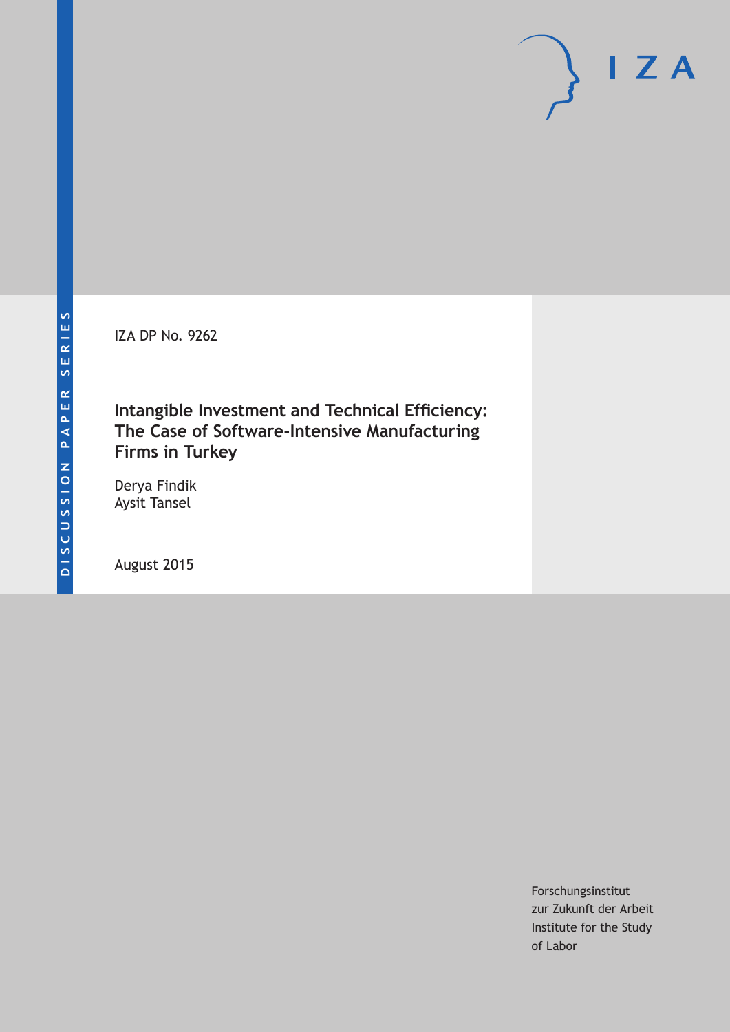DISCUSSION PAPER SERIES

IZA DP No. 9262

# Intangible Investment and Technical Efficiency: The Case of Software-Intensive Manufacturing Firms in Turkey

Derya Findik
Aysit Tansel

August 2015

Forschungsinstitut
zur Zukunft der Arbeit
Institute for the Study
of Labor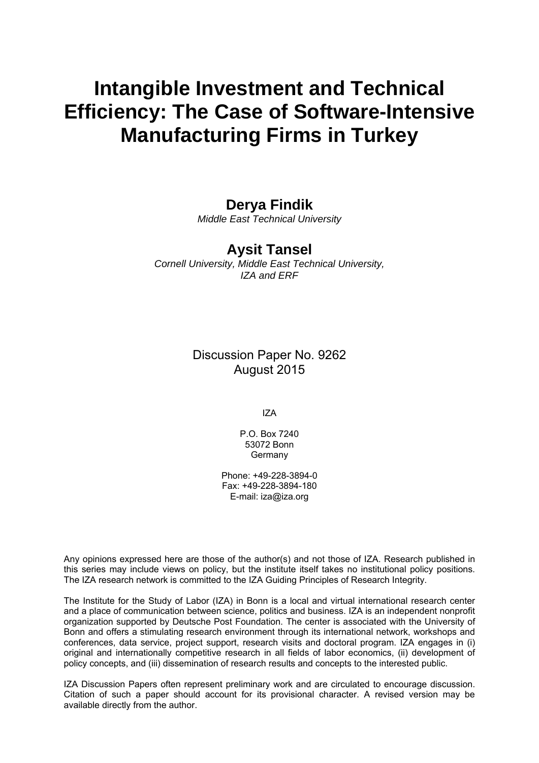# Intangible Investment and Technical Efficiency: The Case of Software-Intensive Manufacturing Firms in Turkey

**Derya Findik**

*Middle East Technical University*

**Aysit Tansel**

*Cornell University, Middle East Technical University, IZA and ERF*

Discussion Paper No. 9262
August 2015

IZA

P.O. Box 7240
53072 Bonn
Germany

Phone: +49-228-3894-0
Fax: +49-228-3894-180
E-mail: iza@iza.org

Any opinions expressed here are those of the author(s) and not those of IZA. Research published in this series may include views on policy, but the institute itself takes no institutional policy positions. The IZA research network is committed to the IZA Guiding Principles of Research Integrity.

The Institute for the Study of Labor (IZA) in Bonn is a local and virtual international research center and a place of communication between science, politics and business. IZA is an independent nonprofit organization supported by Deutsche Post Foundation. The center is associated with the University of Bonn and offers a stimulating research environment through its international network, workshops and conferences, data service, project support, research visits and doctoral program. IZA engages in (i) original and internationally competitive research in all fields of labor economics, (ii) development of policy concepts, and (iii) dissemination of research results and concepts to the interested public.

IZA Discussion Papers often represent preliminary work and are circulated to encourage discussion. Citation of such a paper should account for its provisional character. A revised version may be available directly from the author.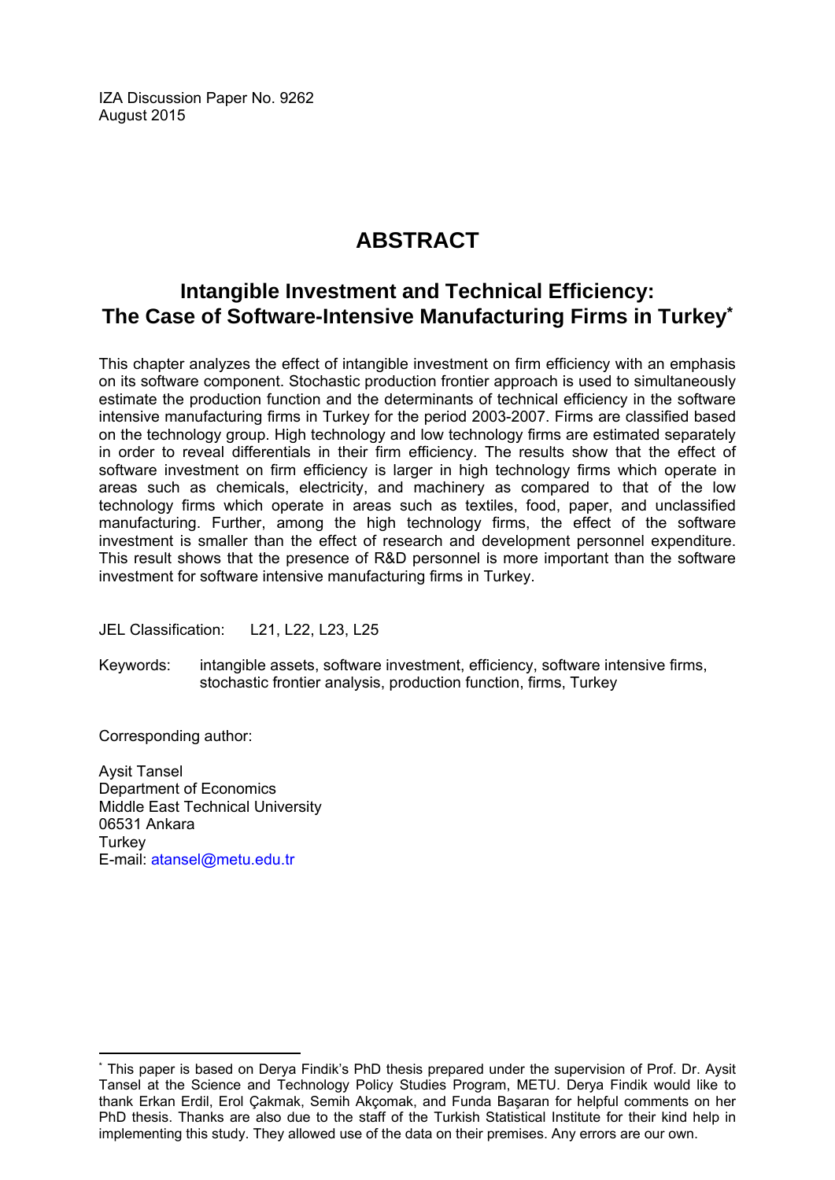IZA Discussion Paper No. 9262
August 2015

# ABSTRACT

## Intangible Investment and Technical Efficiency: The Case of Software-Intensive Manufacturing Firms in Turkey*

This chapter analyzes the effect of intangible investment on firm efficiency with an emphasis on its software component. Stochastic production frontier approach is used to simultaneously estimate the production function and the determinants of technical efficiency in the software intensive manufacturing firms in Turkey for the period 2003-2007. Firms are classified based on the technology group. High technology and low technology firms are estimated separately in order to reveal differentials in their firm efficiency. The results show that the effect of software investment on firm efficiency is larger in high technology firms which operate in areas such as chemicals, electricity, and machinery as compared to that of the low technology firms which operate in areas such as textiles, food, paper, and unclassified manufacturing. Further, among the high technology firms, the effect of the software investment is smaller than the effect of research and development personnel expenditure. This result shows that the presence of R&D personnel is more important than the software investment for software intensive manufacturing firms in Turkey.

JEL Classification: L21, L22, L23, L25

Keywords: intangible assets, software investment, efficiency, software intensive firms, stochastic frontier analysis, production function, firms, Turkey

Corresponding author:

Aysit Tansel
Department of Economics
Middle East Technical University
06531 Ankara
Turkey
E-mail: atansel@metu.edu.tr

---

* This paper is based on Derya Findik's PhD thesis prepared under the supervision of Prof. Dr. Aysit Tansel at the Science and Technology Policy Studies Program, METU. Derya Findik would like to thank Erkan Erdil, Erol Çakmak, Semih Akçomak, and Funda Başaran for helpful comments on her PhD thesis. Thanks are also due to the staff of the Turkish Statistical Institute for their kind help in implementing this study. They allowed use of the data on their premises. Any errors are our own.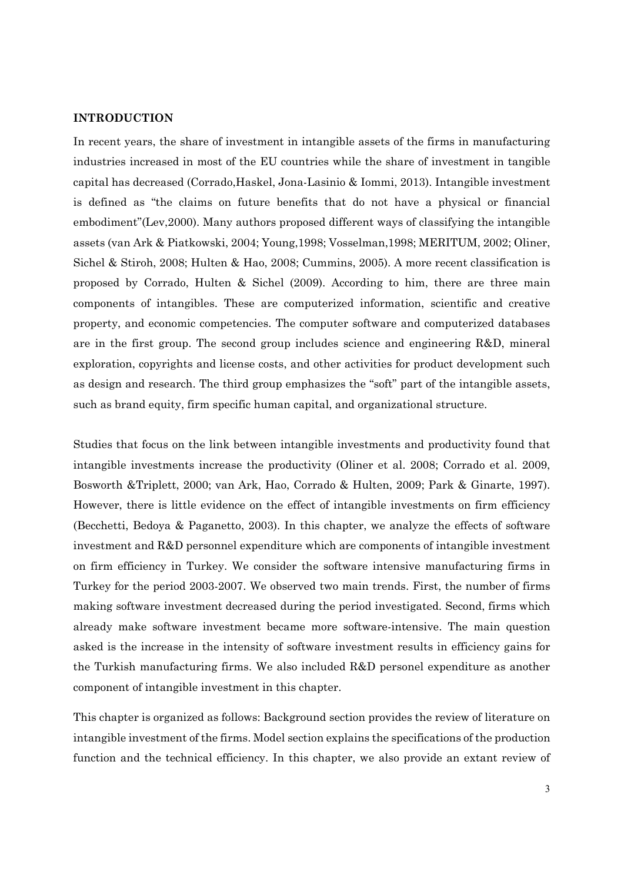## INTRODUCTION

In recent years, the share of investment in intangible assets of the firms in manufacturing industries increased in most of the EU countries while the share of investment in tangible capital has decreased (Corrado,Haskel, Jona-Lasinio & Iommi, 2013). Intangible investment is defined as "the claims on future benefits that do not have a physical or financial embodiment"(Lev,2000). Many authors proposed different ways of classifying the intangible assets (van Ark & Piatkowski, 2004; Young,1998; Vosselman,1998; MERITUM, 2002; Oliner, Sichel & Stiroh, 2008; Hulten & Hao, 2008; Cummins, 2005). A more recent classification is proposed by Corrado, Hulten & Sichel (2009). According to him, there are three main components of intangibles. These are computerized information, scientific and creative property, and economic competencies. The computer software and computerized databases are in the first group. The second group includes science and engineering R&D, mineral exploration, copyrights and license costs, and other activities for product development such as design and research. The third group emphasizes the "soft" part of the intangible assets, such as brand equity, firm specific human capital, and organizational structure.

Studies that focus on the link between intangible investments and productivity found that intangible investments increase the productivity (Oliner et al. 2008; Corrado et al. 2009, Bosworth &Triplett, 2000; van Ark, Hao, Corrado & Hulten, 2009; Park & Ginarte, 1997). However, there is little evidence on the effect of intangible investments on firm efficiency (Becchetti, Bedoya & Paganetto, 2003). In this chapter, we analyze the effects of software investment and R&D personnel expenditure which are components of intangible investment on firm efficiency in Turkey. We consider the software intensive manufacturing firms in Turkey for the period 2003-2007. We observed two main trends. First, the number of firms making software investment decreased during the period investigated. Second, firms which already make software investment became more software-intensive. The main question asked is the increase in the intensity of software investment results in efficiency gains for the Turkish manufacturing firms. We also included R&D personel expenditure as another component of intangible investment in this chapter.

This chapter is organized as follows: Background section provides the review of literature on intangible investment of the firms. Model section explains the specifications of the production function and the technical efficiency. In this chapter, we also provide an extant review of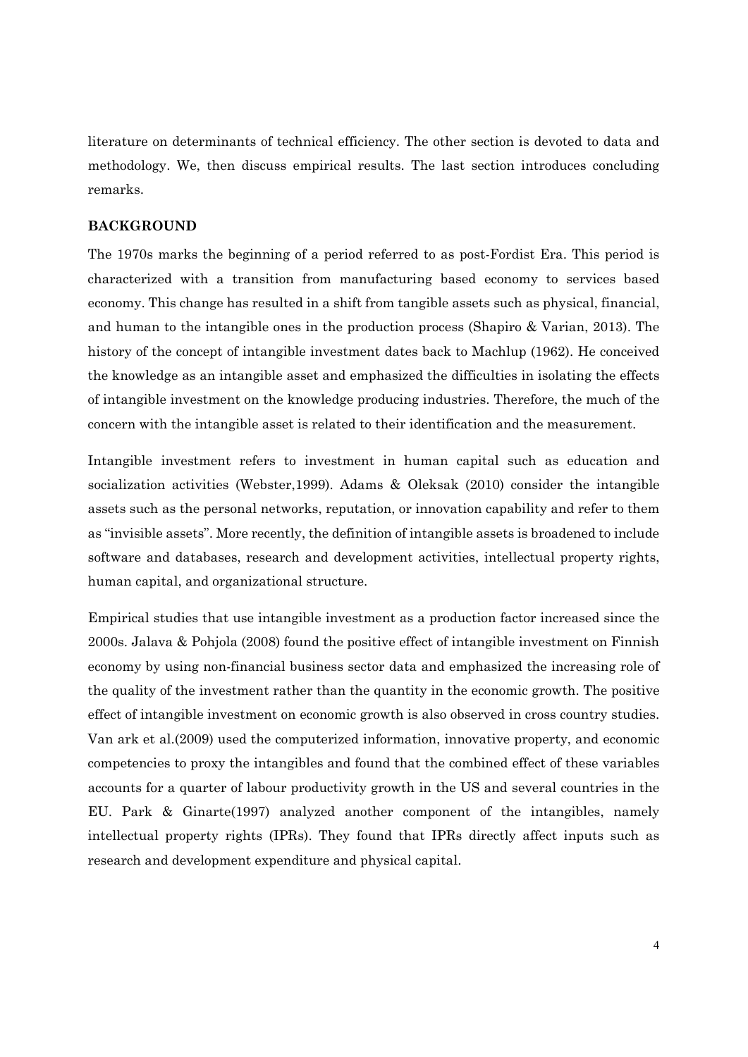literature on determinants of technical efficiency. The other section is devoted to data and methodology. We, then discuss empirical results. The last section introduces concluding remarks.

## BACKGROUND

The 1970s marks the beginning of a period referred to as post-Fordist Era. This period is characterized with a transition from manufacturing based economy to services based economy. This change has resulted in a shift from tangible assets such as physical, financial, and human to the intangible ones in the production process (Shapiro & Varian, 2013). The history of the concept of intangible investment dates back to Machlup (1962). He conceived the knowledge as an intangible asset and emphasized the difficulties in isolating the effects of intangible investment on the knowledge producing industries. Therefore, the much of the concern with the intangible asset is related to their identification and the measurement.

Intangible investment refers to investment in human capital such as education and socialization activities (Webster,1999). Adams & Oleksak (2010) consider the intangible assets such as the personal networks, reputation, or innovation capability and refer to them as "invisible assets". More recently, the definition of intangible assets is broadened to include software and databases, research and development activities, intellectual property rights, human capital, and organizational structure.

Empirical studies that use intangible investment as a production factor increased since the 2000s. Jalava & Pohjola (2008) found the positive effect of intangible investment on Finnish economy by using non-financial business sector data and emphasized the increasing role of the quality of the investment rather than the quantity in the economic growth. The positive effect of intangible investment on economic growth is also observed in cross country studies. Van ark et al.(2009) used the computerized information, innovative property, and economic competencies to proxy the intangibles and found that the combined effect of these variables accounts for a quarter of labour productivity growth in the US and several countries in the EU. Park & Ginarte(1997) analyzed another component of the intangibles, namely intellectual property rights (IPRs). They found that IPRs directly affect inputs such as research and development expenditure and physical capital.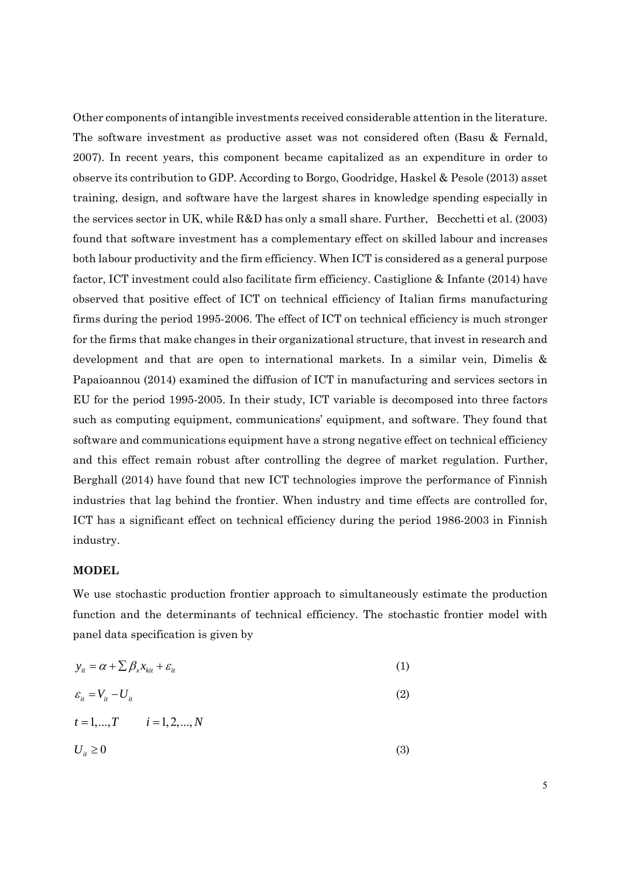Other components of intangible investments received considerable attention in the literature. The software investment as productive asset was not considered often (Basu & Fernald, 2007). In recent years, this component became capitalized as an expenditure in order to observe its contribution to GDP. According to Borgo, Goodridge, Haskel & Pesole (2013) asset training, design, and software have the largest shares in knowledge spending especially in the services sector in UK, while R&D has only a small share. Further, Becchetti et al. (2003) found that software investment has a complementary effect on skilled labour and increases both labour productivity and the firm efficiency. When ICT is considered as a general purpose factor, ICT investment could also facilitate firm efficiency. Castiglione & Infante (2014) have observed that positive effect of ICT on technical efficiency of Italian firms manufacturing firms during the period 1995-2006. The effect of ICT on technical efficiency is much stronger for the firms that make changes in their organizational structure, that invest in research and development and that are open to international markets. In a similar vein, Dimelis & Papaioannou (2014) examined the diffusion of ICT in manufacturing and services sectors in EU for the period 1995-2005. In their study, ICT variable is decomposed into three factors such as computing equipment, communications' equipment, and software. They found that software and communications equipment have a strong negative effect on technical efficiency and this effect remain robust after controlling the degree of market regulation. Further, Berghall (2014) have found that new ICT technologies improve the performance of Finnish industries that lag behind the frontier. When industry and time effects are controlled for, ICT has a significant effect on technical efficiency during the period 1986-2003 in Finnish industry.

**MODEL**

We use stochastic production frontier approach to simultaneously estimate the production function and the determinants of technical efficiency. The stochastic frontier model with panel data specification is given by

$$y_{it} = \alpha + \sum \beta_x x_{kit} + \varepsilon_{it} \qquad (1)$$

$$\varepsilon_{it} = V_{it} - U_{it} \qquad (2)$$

$$t = 1,...,T \qquad i = 1,2,...,N$$

$$U_{it} \geq 0 \qquad (3)$$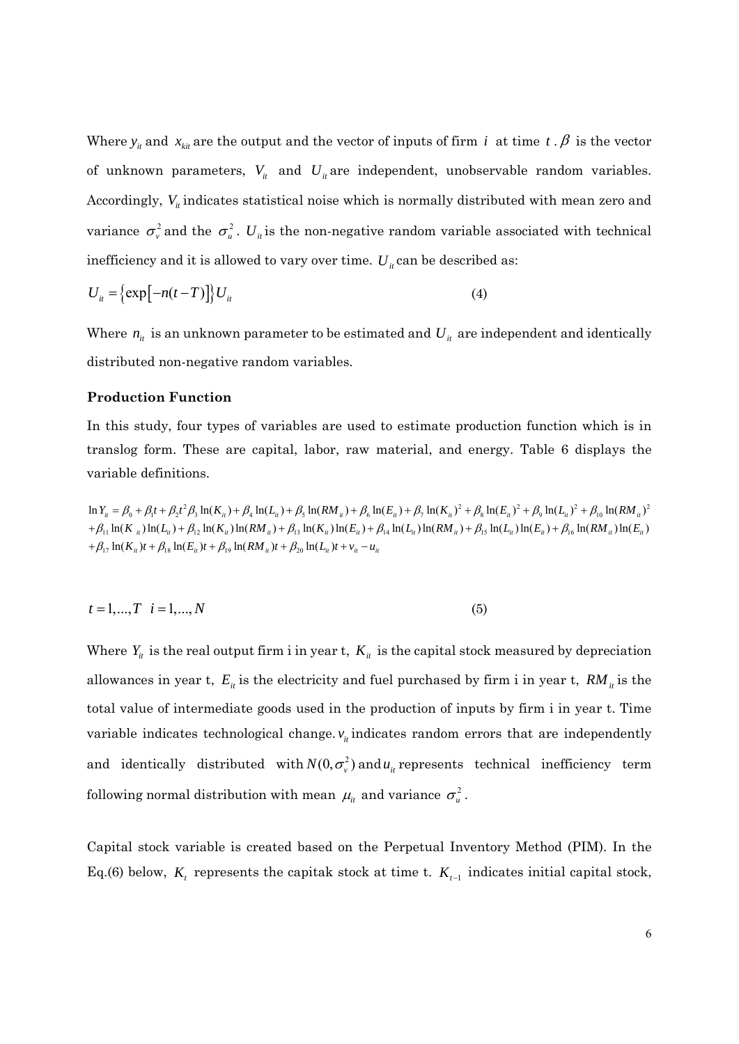Where $y_{it}$ and $x_{kit}$ are the output and the vector of inputs of firm $i$ at time $t$. $\beta$ is the vector of unknown parameters, $V_{it}$ and $U_{it}$ are independent, unobservable random variables. Accordingly, $V_{it}$ indicates statistical noise which is normally distributed with mean zero and variance $\sigma_v^2$ and the $\sigma_u^2$. $U_{it}$ is the non-negative random variable associated with technical inefficiency and it is allowed to vary over time. $U_{it}$ can be described as:

$$U_{it} = \left\{ \exp\left[ -n(t-T) \right] \right\} U_{it} \tag{4}$$

Where $n_{it}$ is an unknown parameter to be estimated and $U_{it}$ are independent and identically distributed non-negative random variables.

**Production Function**

In this study, four types of variables are used to estimate production function which is in translog form. These are capital, labor, raw material, and energy. Table 6 displays the variable definitions.

$$\ln Y_{it} = \beta_0 + \beta_1 t + \beta_2 t^2 \beta_3 \ln(K_{it}) + \beta_4 \ln(L_{it}) + \beta_5 \ln(RM_{it}) + \beta_6 \ln(E_{it}) + \beta_7 \ln(K_{it})^2 + \beta_8 \ln(E_{it})^2 + \beta_9 \ln(L_{it})^2 + \beta_{10} \ln(RM_{it})^2$$
$$+ \beta_{11} \ln(K_{it}) \ln(L_{it}) + \beta_{12} \ln(K_{it}) \ln(RM_{it}) + \beta_{13} \ln(K_{it}) \ln(E_{it}) + \beta_{14} \ln(L_{it}) \ln(RM_{it}) + \beta_{15} \ln(L_{it}) \ln(E_{it}) + \beta_{16} \ln(RM_{it}) \ln(E_{it})$$
$$+ \beta_{17} \ln(K_{it}) t + \beta_{18} \ln(E_{it}) t + \beta_{19} \ln(RM_{it}) t + \beta_{20} \ln(L_{it}) t + v_{it} - u_{it}$$

$$t = 1, \ldots, T \quad i = 1, \ldots, N \tag{5}$$

Where $Y_{it}$ is the real output firm i in year t, $K_{it}$ is the capital stock measured by depreciation allowances in year t, $E_{it}$ is the electricity and fuel purchased by firm i in year t, $RM_{it}$ is the total value of intermediate goods used in the production of inputs by firm i in year t. Time variable indicates technological change. $v_{it}$ indicates random errors that are independently and identically distributed with $N(0, \sigma_v^2)$ and $u_{it}$ represents technical inefficiency term following normal distribution with mean $\mu_{it}$ and variance $\sigma_u^2$.

Capital stock variable is created based on the Perpetual Inventory Method (PIM). In the Eq.(6) below, $K_t$ represents the capitak stock at time t. $K_{t-1}$ indicates initial capital stock,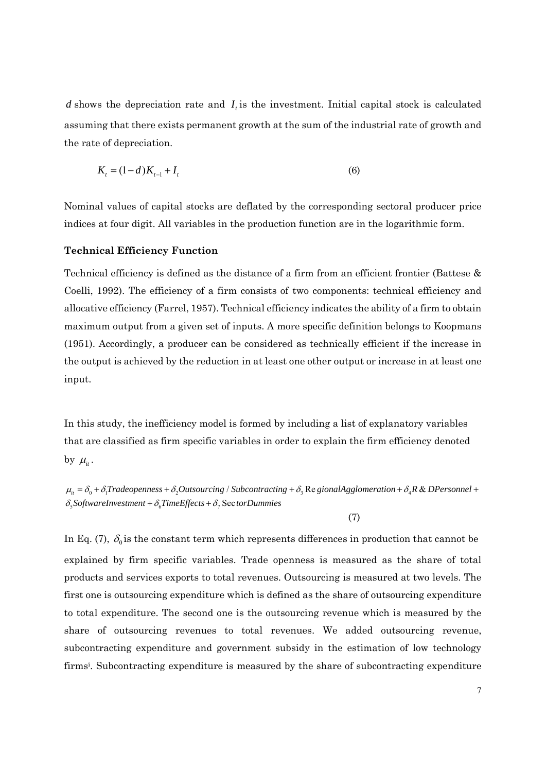$d$ shows the depreciation rate and $I_t$ is the investment. Initial capital stock is calculated assuming that there exists permanent growth at the sum of the industrial rate of growth and the rate of depreciation.

$$K_t = (1-d)K_{t-1} + I_t \tag{6}$$

Nominal values of capital stocks are deflated by the corresponding sectoral producer price indices at four digit. All variables in the production function are in the logarithmic form.

**Technical Efficiency Function**

Technical efficiency is defined as the distance of a firm from an efficient frontier (Battese & Coelli, 1992). The efficiency of a firm consists of two components: technical efficiency and allocative efficiency (Farrel, 1957). Technical efficiency indicates the ability of a firm to obtain maximum output from a given set of inputs. A more specific definition belongs to Koopmans (1951). Accordingly, a producer can be considered as technically efficient if the increase in the output is achieved by the reduction in at least one other output or increase in at least one input.

In this study, the inefficiency model is formed by including a list of explanatory variables that are classified as firm specific variables in order to explain the firm efficiency denoted by $\mu_{it}$.

$$\mu_{it} = \delta_0 + \delta_1 Tradeopenness + \delta_2 Outsourcing / Subcontracting + \delta_3 RegionalAgglomeration + \delta_4 R\&DPersonnel + \delta_5 SoftwareInvestment + \delta_6 TimeEffects + \delta_7 SectorDummies \tag{7}$$

In Eq. (7), $\delta_0$ is the constant term which represents differences in production that cannot be explained by firm specific variables. Trade openness is measured as the share of total products and services exports to total revenues. Outsourcing is measured at two levels. The first one is outsourcing expenditure which is defined as the share of outsourcing expenditure to total expenditure. The second one is the outsourcing revenue which is measured by the share of outsourcing revenues to total revenues. We added outsourcing revenue, subcontracting expenditure and government subsidy in the estimation of low technology firms[i]. Subcontracting expenditure is measured by the share of subcontracting expenditure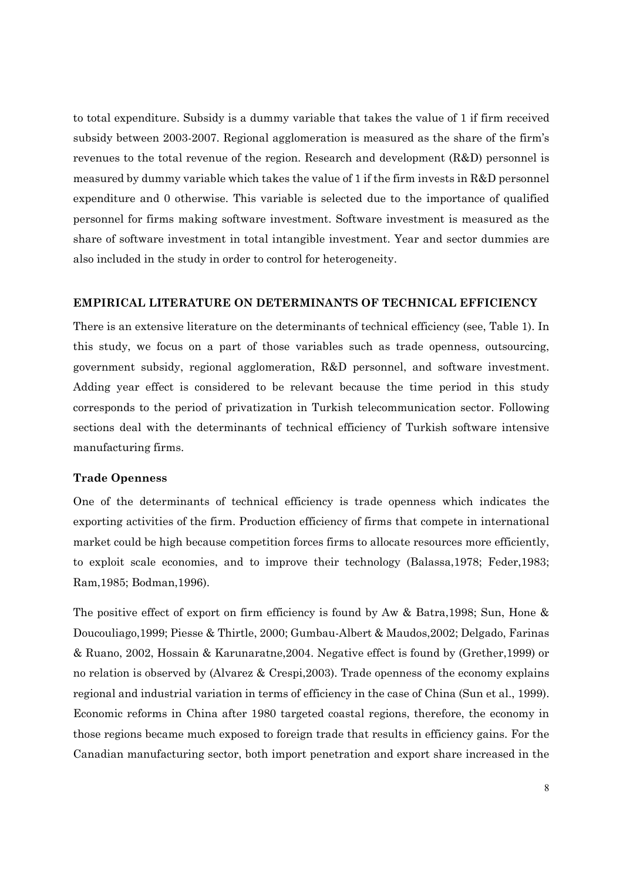to total expenditure. Subsidy is a dummy variable that takes the value of 1 if firm received subsidy between 2003-2007. Regional agglomeration is measured as the share of the firm's revenues to the total revenue of the region. Research and development (R&D) personnel is measured by dummy variable which takes the value of 1 if the firm invests in R&D personnel expenditure and 0 otherwise. This variable is selected due to the importance of qualified personnel for firms making software investment. Software investment is measured as the share of software investment in total intangible investment. Year and sector dummies are also included in the study in order to control for heterogeneity.

## EMPIRICAL LITERATURE ON DETERMINANTS OF TECHNICAL EFFICIENCY

There is an extensive literature on the determinants of technical efficiency (see, Table 1). In this study, we focus on a part of those variables such as trade openness, outsourcing, government subsidy, regional agglomeration, R&D personnel, and software investment. Adding year effect is considered to be relevant because the time period in this study corresponds to the period of privatization in Turkish telecommunication sector. Following sections deal with the determinants of technical efficiency of Turkish software intensive manufacturing firms.

### Trade Openness

One of the determinants of technical efficiency is trade openness which indicates the exporting activities of the firm. Production efficiency of firms that compete in international market could be high because competition forces firms to allocate resources more efficiently, to exploit scale economies, and to improve their technology (Balassa,1978; Feder,1983; Ram,1985; Bodman,1996).

The positive effect of export on firm efficiency is found by Aw & Batra,1998; Sun, Hone & Doucouliago,1999; Piesse & Thirtle, 2000; Gumbau-Albert & Maudos,2002; Delgado, Farinas & Ruano, 2002, Hossain & Karunaratne,2004. Negative effect is found by (Grether,1999) or no relation is observed by (Alvarez & Crespi,2003). Trade openness of the economy explains regional and industrial variation in terms of efficiency in the case of China (Sun et al., 1999). Economic reforms in China after 1980 targeted coastal regions, therefore, the economy in those regions became much exposed to foreign trade that results in efficiency gains. For the Canadian manufacturing sector, both import penetration and export share increased in the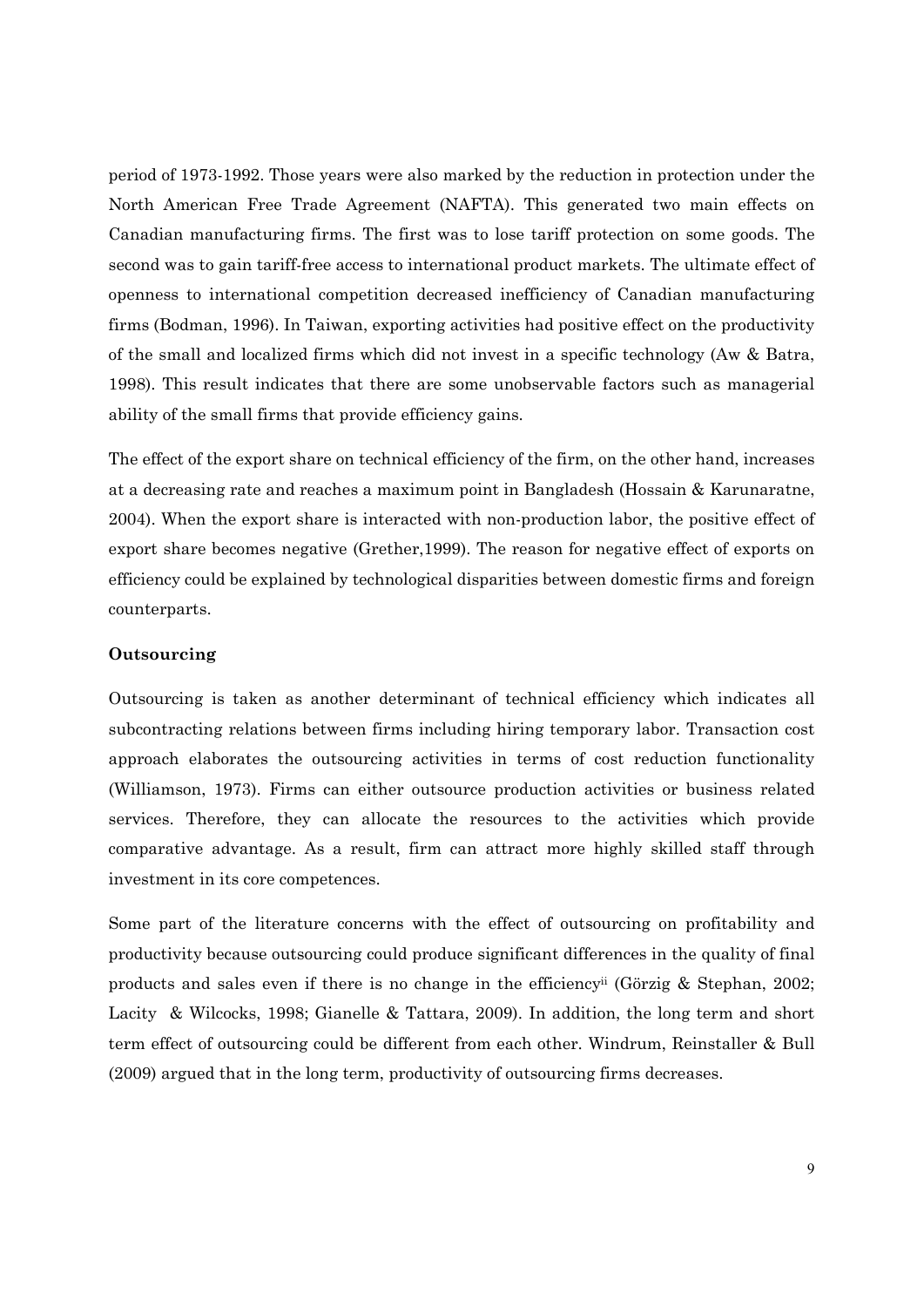period of 1973-1992. Those years were also marked by the reduction in protection under the North American Free Trade Agreement (NAFTA). This generated two main effects on Canadian manufacturing firms. The first was to lose tariff protection on some goods. The second was to gain tariff-free access to international product markets. The ultimate effect of openness to international competition decreased inefficiency of Canadian manufacturing firms (Bodman, 1996). In Taiwan, exporting activities had positive effect on the productivity of the small and localized firms which did not invest in a specific technology (Aw & Batra, 1998). This result indicates that there are some unobservable factors such as managerial ability of the small firms that provide efficiency gains.

The effect of the export share on technical efficiency of the firm, on the other hand, increases at a decreasing rate and reaches a maximum point in Bangladesh (Hossain & Karunaratne, 2004). When the export share is interacted with non-production labor, the positive effect of export share becomes negative (Grether,1999). The reason for negative effect of exports on efficiency could be explained by technological disparities between domestic firms and foreign counterparts.

**Outsourcing**

Outsourcing is taken as another determinant of technical efficiency which indicates all subcontracting relations between firms including hiring temporary labor. Transaction cost approach elaborates the outsourcing activities in terms of cost reduction functionality (Williamson, 1973). Firms can either outsource production activities or business related services. Therefore, they can allocate the resources to the activities which provide comparative advantage. As a result, firm can attract more highly skilled staff through investment in its core competences.

Some part of the literature concerns with the effect of outsourcing on profitability and productivity because outsourcing could produce significant differences in the quality of final products and sales even if there is no change in the efficiency[ii] (Görzig & Stephan, 2002; Lacity & Wilcocks, 1998; Gianelle & Tattara, 2009). In addition, the long term and short term effect of outsourcing could be different from each other. Windrum, Reinstaller & Bull (2009) argued that in the long term, productivity of outsourcing firms decreases.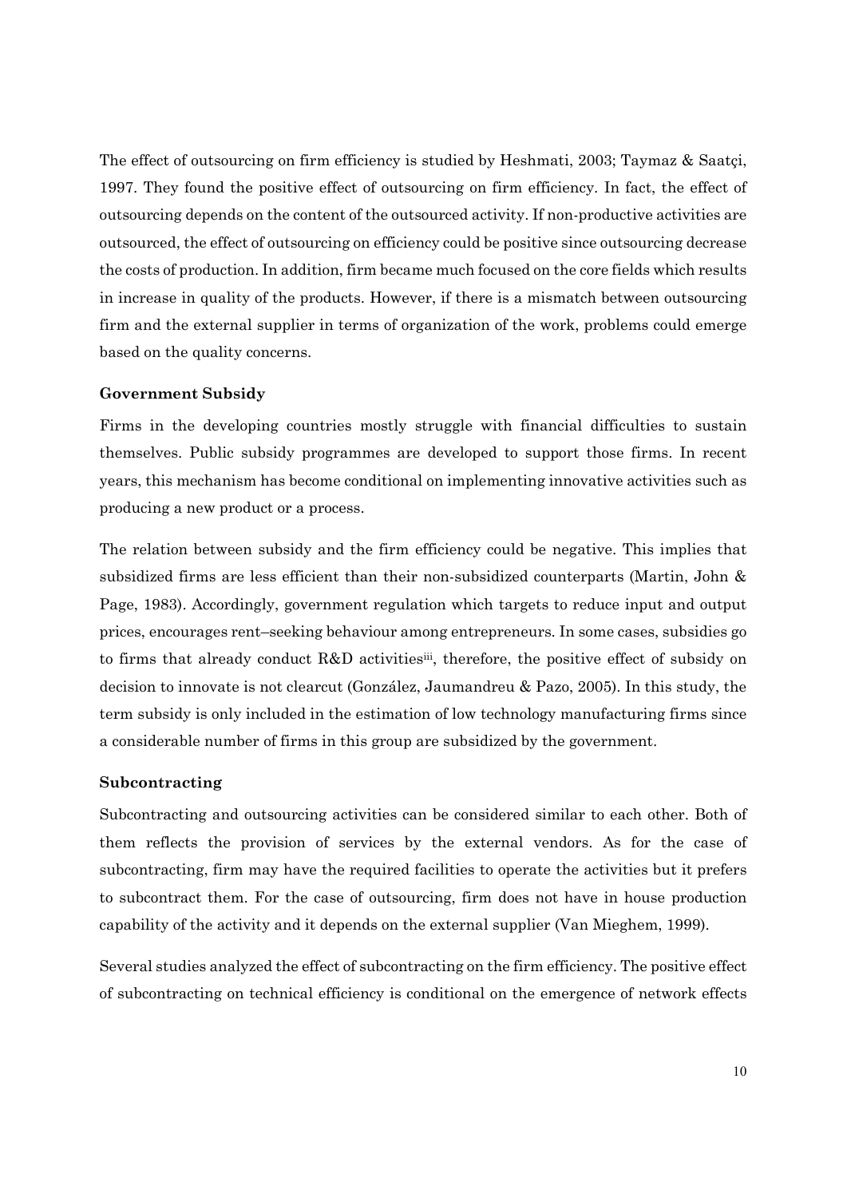The effect of outsourcing on firm efficiency is studied by Heshmati, 2003; Taymaz & Saatçi, 1997. They found the positive effect of outsourcing on firm efficiency. In fact, the effect of outsourcing depends on the content of the outsourced activity. If non-productive activities are outsourced, the effect of outsourcing on efficiency could be positive since outsourcing decrease the costs of production. In addition, firm became much focused on the core fields which results in increase in quality of the products. However, if there is a mismatch between outsourcing firm and the external supplier in terms of organization of the work, problems could emerge based on the quality concerns.

### Government Subsidy

Firms in the developing countries mostly struggle with financial difficulties to sustain themselves. Public subsidy programmes are developed to support those firms. In recent years, this mechanism has become conditional on implementing innovative activities such as producing a new product or a process.

The relation between subsidy and the firm efficiency could be negative. This implies that subsidized firms are less efficient than their non-subsidized counterparts (Martin, John & Page, 1983). Accordingly, government regulation which targets to reduce input and output prices, encourages rent–seeking behaviour among entrepreneurs. In some cases, subsidies go to firms that already conduct R&D activities[iii], therefore, the positive effect of subsidy on decision to innovate is not clearcut (González, Jaumandreu & Pazo, 2005). In this study, the term subsidy is only included in the estimation of low technology manufacturing firms since a considerable number of firms in this group are subsidized by the government.

### Subcontracting

Subcontracting and outsourcing activities can be considered similar to each other. Both of them reflects the provision of services by the external vendors. As for the case of subcontracting, firm may have the required facilities to operate the activities but it prefers to subcontract them. For the case of outsourcing, firm does not have in house production capability of the activity and it depends on the external supplier (Van Mieghem, 1999).

Several studies analyzed the effect of subcontracting on the firm efficiency. The positive effect of subcontracting on technical efficiency is conditional on the emergence of network effects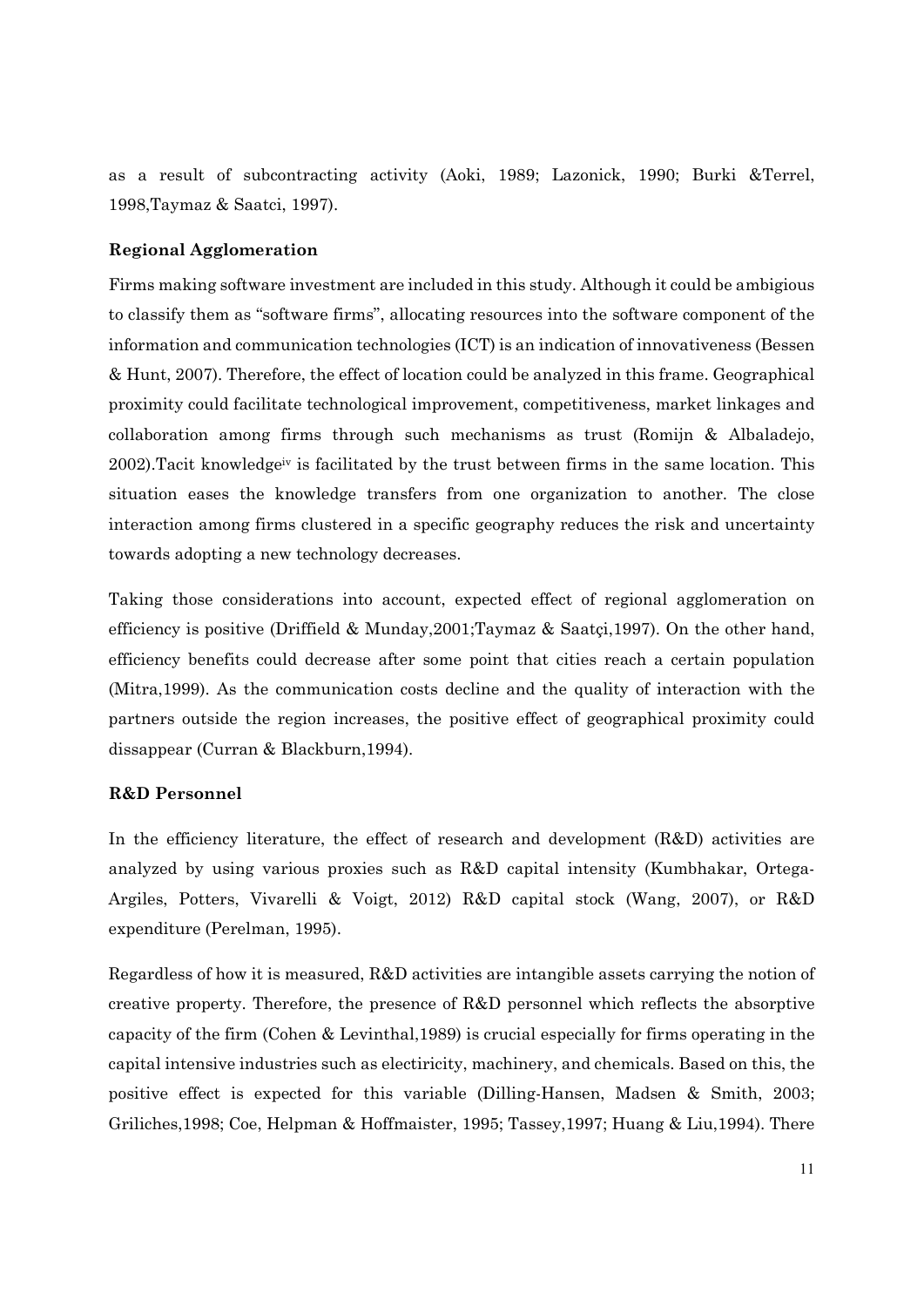as a result of subcontracting activity (Aoki, 1989; Lazonick, 1990; Burki &Terrel, 1998,Taymaz & Saatci, 1997).

**Regional Agglomeration**

Firms making software investment are included in this study. Although it could be ambigious to classify them as "software firms", allocating resources into the software component of the information and communication technologies (ICT) is an indication of innovativeness (Bessen & Hunt, 2007). Therefore, the effect of location could be analyzed in this frame. Geographical proximity could facilitate technological improvement, competitiveness, market linkages and collaboration among firms through such mechanisms as trust (Romijn & Albaladejo, 2002).Tacit knowledge[iv] is facilitated by the trust between firms in the same location. This situation eases the knowledge transfers from one organization to another. The close interaction among firms clustered in a specific geography reduces the risk and uncertainty towards adopting a new technology decreases.

Taking those considerations into account, expected effect of regional agglomeration on efficiency is positive (Driffield & Munday,2001;Taymaz & Saatçi,1997). On the other hand, efficiency benefits could decrease after some point that cities reach a certain population (Mitra,1999). As the communication costs decline and the quality of interaction with the partners outside the region increases, the positive effect of geographical proximity could dissappear (Curran & Blackburn,1994).

**R&D Personnel**

In the efficiency literature, the effect of research and development (R&D) activities are analyzed by using various proxies such as R&D capital intensity (Kumbhakar, Ortega-Argiles, Potters, Vivarelli & Voigt, 2012) R&D capital stock (Wang, 2007), or R&D expenditure (Perelman, 1995).

Regardless of how it is measured, R&D activities are intangible assets carrying the notion of creative property. Therefore, the presence of R&D personnel which reflects the absorptive capacity of the firm (Cohen & Levinthal,1989) is crucial especially for firms operating in the capital intensive industries such as electiricity, machinery, and chemicals. Based on this, the positive effect is expected for this variable (Dilling-Hansen, Madsen & Smith, 2003; Griliches,1998; Coe, Helpman & Hoffmaister, 1995; Tassey,1997; Huang & Liu,1994). There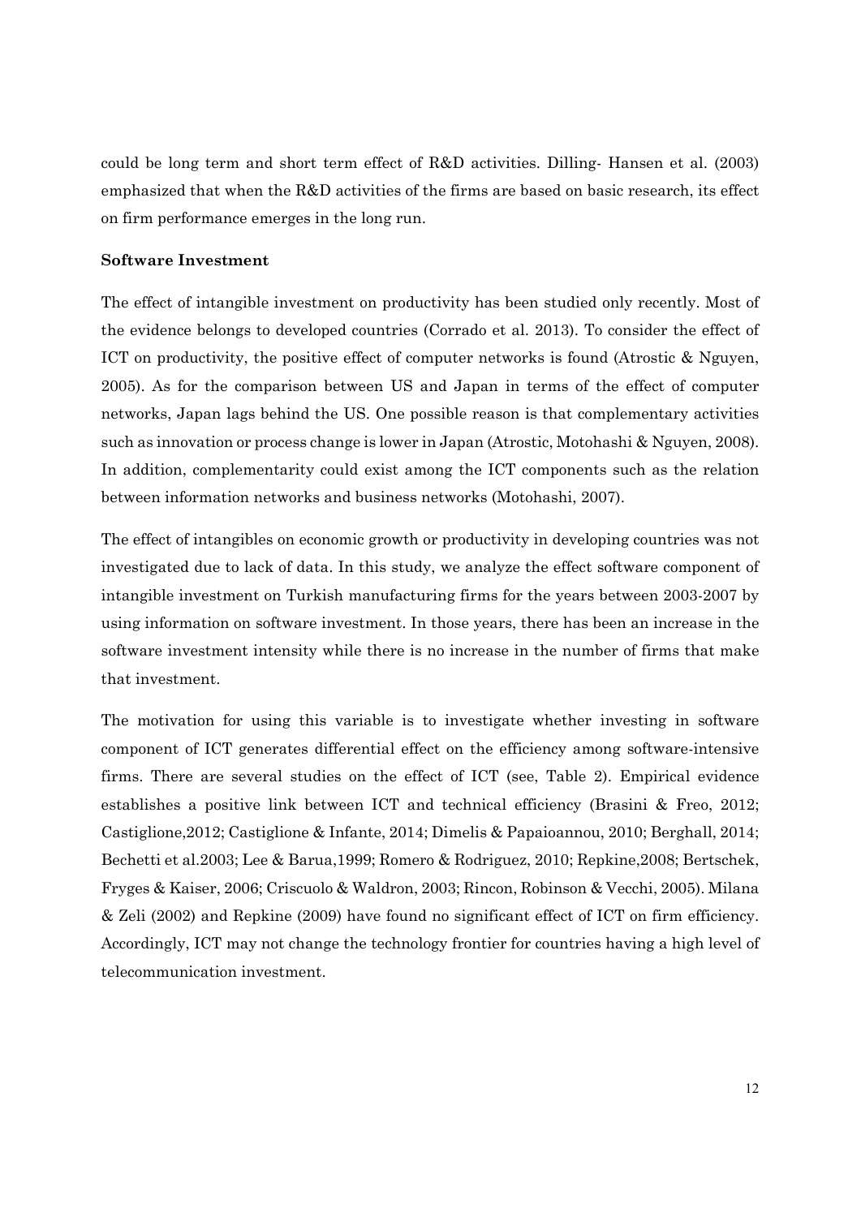could be long term and short term effect of R&D activities. Dilling- Hansen et al. (2003) emphasized that when the R&D activities of the firms are based on basic research, its effect on firm performance emerges in the long run.

**Software Investment**

The effect of intangible investment on productivity has been studied only recently. Most of the evidence belongs to developed countries (Corrado et al. 2013). To consider the effect of ICT on productivity, the positive effect of computer networks is found (Atrostic & Nguyen, 2005). As for the comparison between US and Japan in terms of the effect of computer networks, Japan lags behind the US. One possible reason is that complementary activities such as innovation or process change is lower in Japan (Atrostic, Motohashi & Nguyen, 2008). In addition, complementarity could exist among the ICT components such as the relation between information networks and business networks (Motohashi, 2007).

The effect of intangibles on economic growth or productivity in developing countries was not investigated due to lack of data. In this study, we analyze the effect software component of intangible investment on Turkish manufacturing firms for the years between 2003-2007 by using information on software investment. In those years, there has been an increase in the software investment intensity while there is no increase in the number of firms that make that investment.

The motivation for using this variable is to investigate whether investing in software component of ICT generates differential effect on the efficiency among software-intensive firms. There are several studies on the effect of ICT (see, Table 2). Empirical evidence establishes a positive link between ICT and technical efficiency (Brasini & Freo, 2012; Castiglione,2012; Castiglione & Infante, 2014; Dimelis & Papaioannou, 2010; Berghall, 2014; Bechetti et al.2003; Lee & Barua,1999; Romero & Rodriguez, 2010; Repkine,2008; Bertschek, Fryges & Kaiser, 2006; Criscuolo & Waldron, 2003; Rincon, Robinson & Vecchi, 2005). Milana & Zeli (2002) and Repkine (2009) have found no significant effect of ICT on firm efficiency. Accordingly, ICT may not change the technology frontier for countries having a high level of telecommunication investment.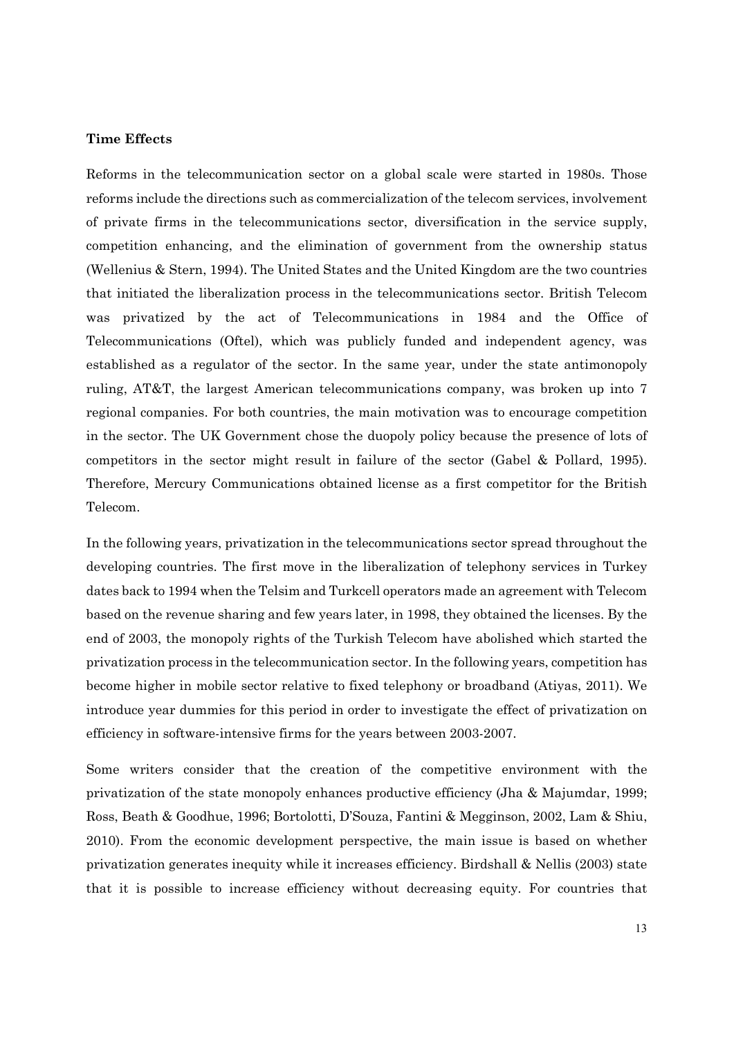**Time Effects**

Reforms in the telecommunication sector on a global scale were started in 1980s. Those reforms include the directions such as commercialization of the telecom services, involvement of private firms in the telecommunications sector, diversification in the service supply, competition enhancing, and the elimination of government from the ownership status (Wellenius & Stern, 1994). The United States and the United Kingdom are the two countries that initiated the liberalization process in the telecommunications sector. British Telecom was privatized by the act of Telecommunications in 1984 and the Office of Telecommunications (Oftel), which was publicly funded and independent agency, was established as a regulator of the sector. In the same year, under the state antimonopoly ruling, AT&T, the largest American telecommunications company, was broken up into 7 regional companies. For both countries, the main motivation was to encourage competition in the sector. The UK Government chose the duopoly policy because the presence of lots of competitors in the sector might result in failure of the sector (Gabel & Pollard, 1995). Therefore, Mercury Communications obtained license as a first competitor for the British Telecom.

In the following years, privatization in the telecommunications sector spread throughout the developing countries. The first move in the liberalization of telephony services in Turkey dates back to 1994 when the Telsim and Turkcell operators made an agreement with Telecom based on the revenue sharing and few years later, in 1998, they obtained the licenses. By the end of 2003, the monopoly rights of the Turkish Telecom have abolished which started the privatization process in the telecommunication sector. In the following years, competition has become higher in mobile sector relative to fixed telephony or broadband (Atiyas, 2011). We introduce year dummies for this period in order to investigate the effect of privatization on efficiency in software-intensive firms for the years between 2003-2007.

Some writers consider that the creation of the competitive environment with the privatization of the state monopoly enhances productive efficiency (Jha & Majumdar, 1999; Ross, Beath & Goodhue, 1996; Bortolotti, D'Souza, Fantini & Megginson, 2002, Lam & Shiu, 2010). From the economic development perspective, the main issue is based on whether privatization generates inequity while it increases efficiency. Birdshall & Nellis (2003) state that it is possible to increase efficiency without decreasing equity. For countries that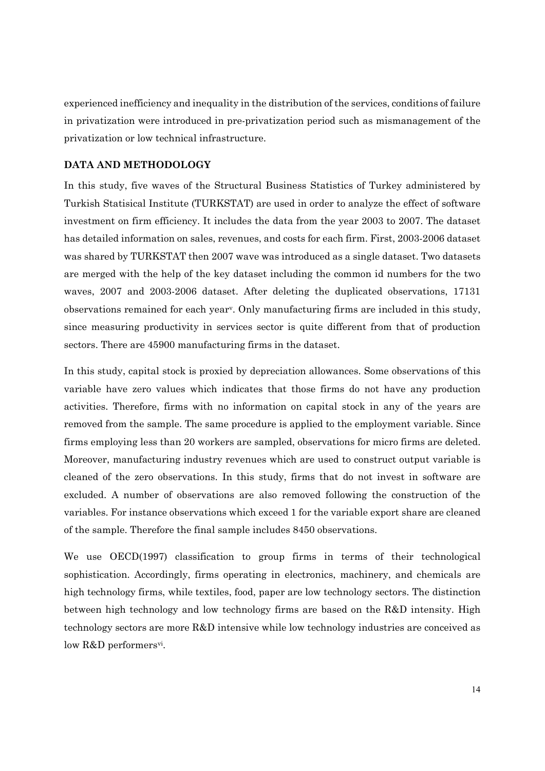experienced inefficiency and inequality in the distribution of the services, conditions of failure in privatization were introduced in pre-privatization period such as mismanagement of the privatization or low technical infrastructure.

## DATA AND METHODOLOGY

In this study, five waves of the Structural Business Statistics of Turkey administered by Turkish Statisical Institute (TURKSTAT) are used in order to analyze the effect of software investment on firm efficiency. It includes the data from the year 2003 to 2007. The dataset has detailed information on sales, revenues, and costs for each firm. First, 2003-2006 dataset was shared by TURKSTAT then 2007 wave was introduced as a single dataset. Two datasets are merged with the help of the key dataset including the common id numbers for the two waves, 2007 and 2003-2006 dataset. After deleting the duplicated observations, 17131 observations remained for each year[v]. Only manufacturing firms are included in this study, since measuring productivity in services sector is quite different from that of production sectors. There are 45900 manufacturing firms in the dataset.

In this study, capital stock is proxied by depreciation allowances. Some observations of this variable have zero values which indicates that those firms do not have any production activities. Therefore, firms with no information on capital stock in any of the years are removed from the sample. The same procedure is applied to the employment variable. Since firms employing less than 20 workers are sampled, observations for micro firms are deleted. Moreover, manufacturing industry revenues which are used to construct output variable is cleaned of the zero observations. In this study, firms that do not invest in software are excluded. A number of observations are also removed following the construction of the variables. For instance observations which exceed 1 for the variable export share are cleaned of the sample. Therefore the final sample includes 8450 observations.

We use OECD(1997) classification to group firms in terms of their technological sophistication. Accordingly, firms operating in electronics, machinery, and chemicals are high technology firms, while textiles, food, paper are low technology sectors. The distinction between high technology and low technology firms are based on the R&D intensity. High technology sectors are more R&D intensive while low technology industries are conceived as low R&D performers[vi].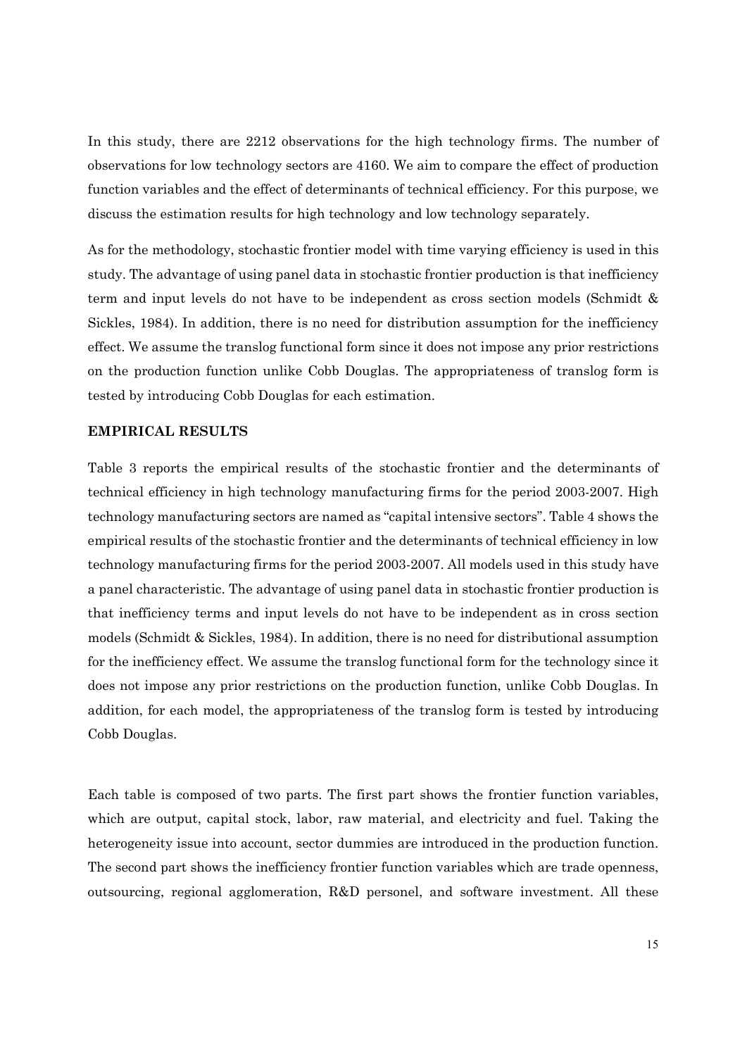In this study, there are 2212 observations for the high technology firms. The number of observations for low technology sectors are 4160. We aim to compare the effect of production function variables and the effect of determinants of technical efficiency. For this purpose, we discuss the estimation results for high technology and low technology separately.

As for the methodology, stochastic frontier model with time varying efficiency is used in this study. The advantage of using panel data in stochastic frontier production is that inefficiency term and input levels do not have to be independent as cross section models (Schmidt & Sickles, 1984). In addition, there is no need for distribution assumption for the inefficiency effect. We assume the translog functional form since it does not impose any prior restrictions on the production function unlike Cobb Douglas. The appropriateness of translog form is tested by introducing Cobb Douglas for each estimation.

**EMPIRICAL RESULTS**

Table 3 reports the empirical results of the stochastic frontier and the determinants of technical efficiency in high technology manufacturing firms for the period 2003-2007. High technology manufacturing sectors are named as "capital intensive sectors". Table 4 shows the empirical results of the stochastic frontier and the determinants of technical efficiency in low technology manufacturing firms for the period 2003-2007. All models used in this study have a panel characteristic. The advantage of using panel data in stochastic frontier production is that inefficiency terms and input levels do not have to be independent as in cross section models (Schmidt & Sickles, 1984). In addition, there is no need for distributional assumption for the inefficiency effect. We assume the translog functional form for the technology since it does not impose any prior restrictions on the production function, unlike Cobb Douglas. In addition, for each model, the appropriateness of the translog form is tested by introducing Cobb Douglas.

Each table is composed of two parts. The first part shows the frontier function variables, which are output, capital stock, labor, raw material, and electricity and fuel. Taking the heterogeneity issue into account, sector dummies are introduced in the production function. The second part shows the inefficiency frontier function variables which are trade openness, outsourcing, regional agglomeration, R&D personel, and software investment. All these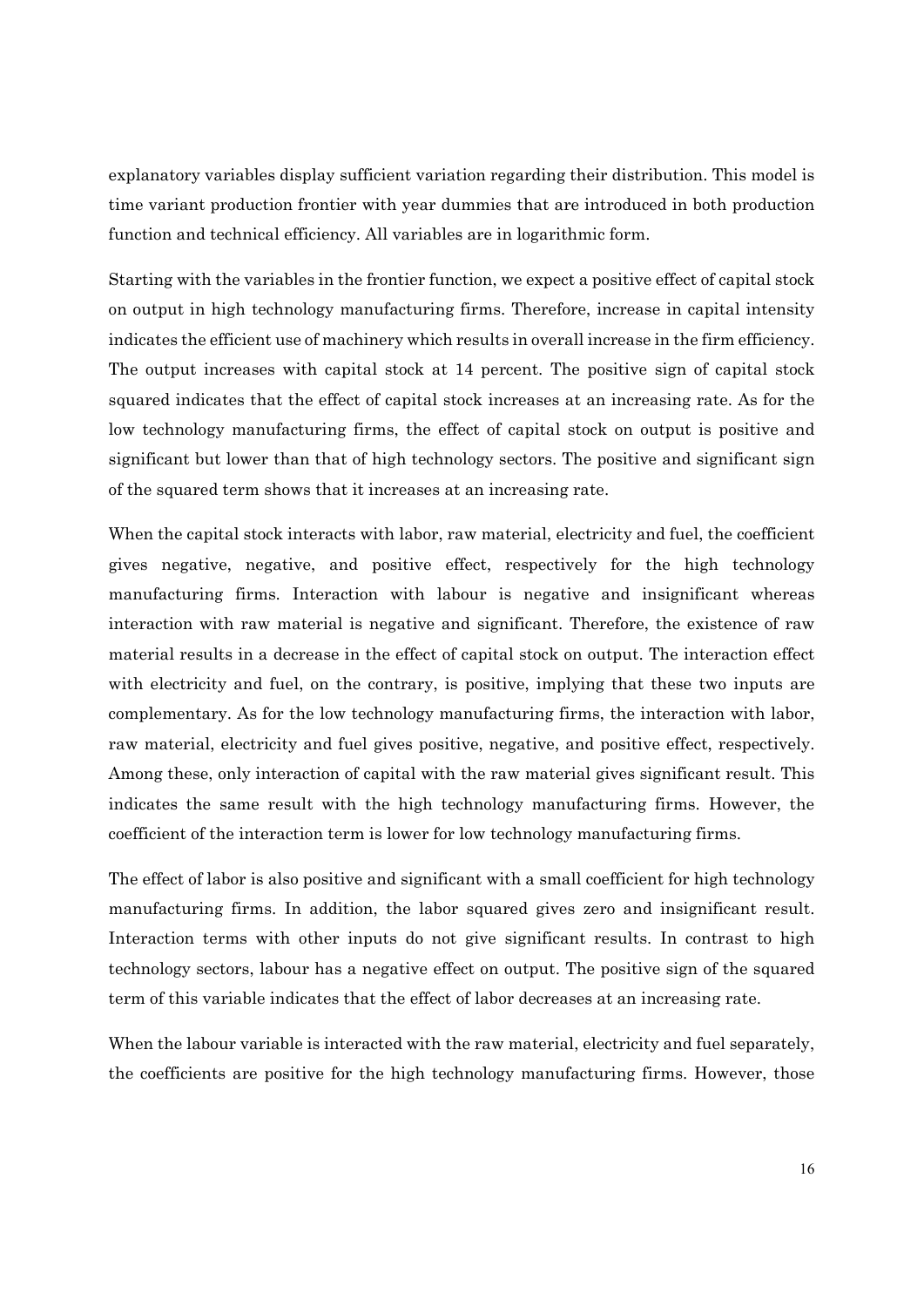explanatory variables display sufficient variation regarding their distribution. This model is time variant production frontier with year dummies that are introduced in both production function and technical efficiency. All variables are in logarithmic form.

Starting with the variables in the frontier function, we expect a positive effect of capital stock on output in high technology manufacturing firms. Therefore, increase in capital intensity indicates the efficient use of machinery which results in overall increase in the firm efficiency. The output increases with capital stock at 14 percent. The positive sign of capital stock squared indicates that the effect of capital stock increases at an increasing rate. As for the low technology manufacturing firms, the effect of capital stock on output is positive and significant but lower than that of high technology sectors. The positive and significant sign of the squared term shows that it increases at an increasing rate.

When the capital stock interacts with labor, raw material, electricity and fuel, the coefficient gives negative, negative, and positive effect, respectively for the high technology manufacturing firms. Interaction with labour is negative and insignificant whereas interaction with raw material is negative and significant. Therefore, the existence of raw material results in a decrease in the effect of capital stock on output. The interaction effect with electricity and fuel, on the contrary, is positive, implying that these two inputs are complementary. As for the low technology manufacturing firms, the interaction with labor, raw material, electricity and fuel gives positive, negative, and positive effect, respectively. Among these, only interaction of capital with the raw material gives significant result. This indicates the same result with the high technology manufacturing firms. However, the coefficient of the interaction term is lower for low technology manufacturing firms.

The effect of labor is also positive and significant with a small coefficient for high technology manufacturing firms. In addition, the labor squared gives zero and insignificant result. Interaction terms with other inputs do not give significant results. In contrast to high technology sectors, labour has a negative effect on output. The positive sign of the squared term of this variable indicates that the effect of labor decreases at an increasing rate.

When the labour variable is interacted with the raw material, electricity and fuel separately, the coefficients are positive for the high technology manufacturing firms. However, those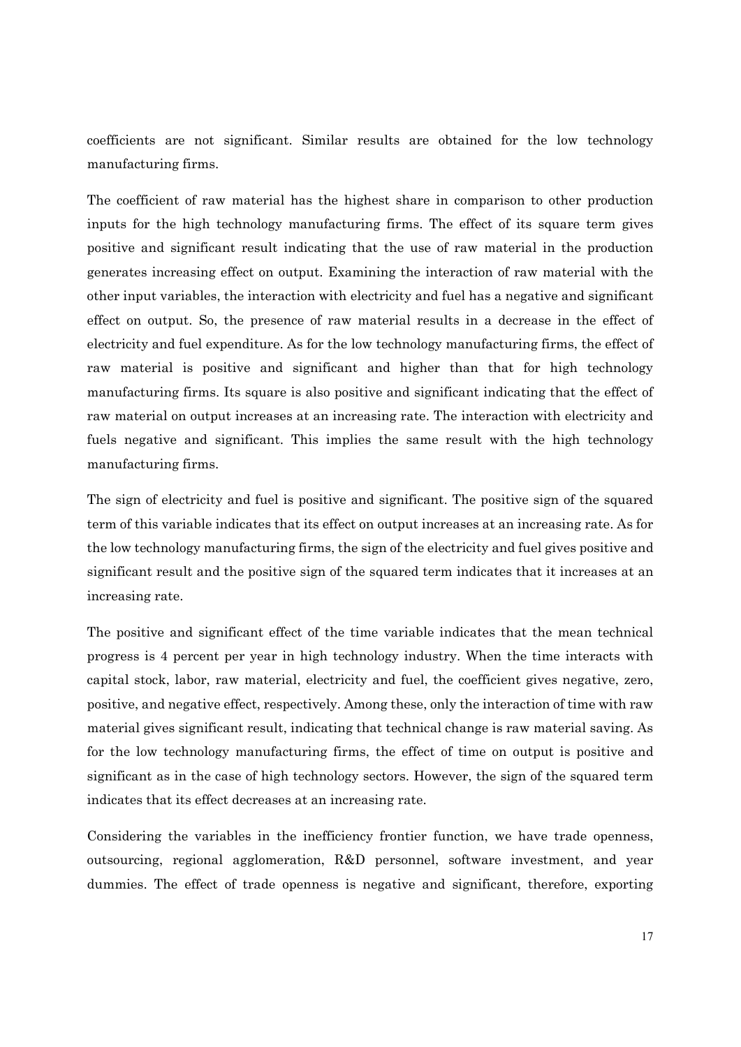coefficients are not significant. Similar results are obtained for the low technology manufacturing firms.

The coefficient of raw material has the highest share in comparison to other production inputs for the high technology manufacturing firms. The effect of its square term gives positive and significant result indicating that the use of raw material in the production generates increasing effect on output. Examining the interaction of raw material with the other input variables, the interaction with electricity and fuel has a negative and significant effect on output. So, the presence of raw material results in a decrease in the effect of electricity and fuel expenditure. As for the low technology manufacturing firms, the effect of raw material is positive and significant and higher than that for high technology manufacturing firms. Its square is also positive and significant indicating that the effect of raw material on output increases at an increasing rate. The interaction with electricity and fuels negative and significant. This implies the same result with the high technology manufacturing firms.

The sign of electricity and fuel is positive and significant. The positive sign of the squared term of this variable indicates that its effect on output increases at an increasing rate. As for the low technology manufacturing firms, the sign of the electricity and fuel gives positive and significant result and the positive sign of the squared term indicates that it increases at an increasing rate.

The positive and significant effect of the time variable indicates that the mean technical progress is 4 percent per year in high technology industry. When the time interacts with capital stock, labor, raw material, electricity and fuel, the coefficient gives negative, zero, positive, and negative effect, respectively. Among these, only the interaction of time with raw material gives significant result, indicating that technical change is raw material saving. As for the low technology manufacturing firms, the effect of time on output is positive and significant as in the case of high technology sectors. However, the sign of the squared term indicates that its effect decreases at an increasing rate.

Considering the variables in the inefficiency frontier function, we have trade openness, outsourcing, regional agglomeration, R&D personnel, software investment, and year dummies. The effect of trade openness is negative and significant, therefore, exporting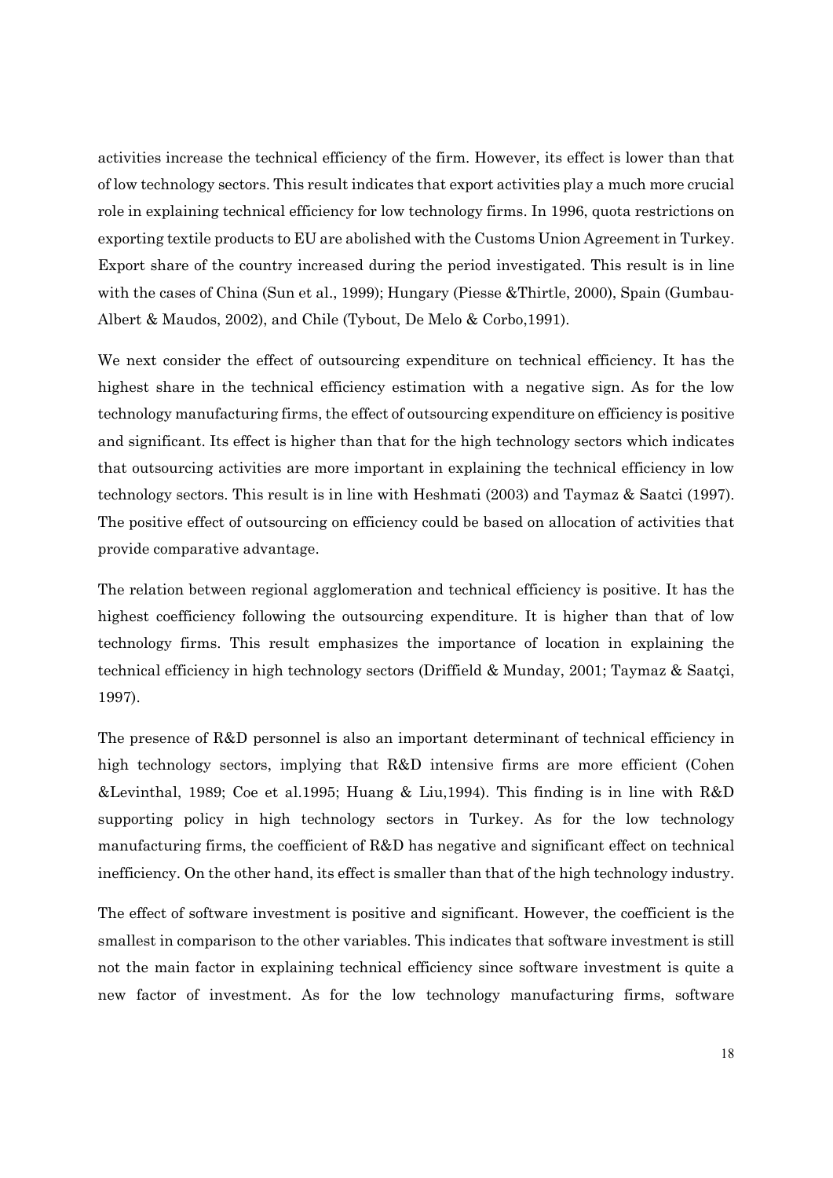activities increase the technical efficiency of the firm. However, its effect is lower than that of low technology sectors. This result indicates that export activities play a much more crucial role in explaining technical efficiency for low technology firms. In 1996, quota restrictions on exporting textile products to EU are abolished with the Customs Union Agreement in Turkey. Export share of the country increased during the period investigated. This result is in line with the cases of China (Sun et al., 1999); Hungary (Piesse &Thirtle, 2000), Spain (Gumbau-Albert & Maudos, 2002), and Chile (Tybout, De Melo & Corbo,1991).

We next consider the effect of outsourcing expenditure on technical efficiency. It has the highest share in the technical efficiency estimation with a negative sign. As for the low technology manufacturing firms, the effect of outsourcing expenditure on efficiency is positive and significant. Its effect is higher than that for the high technology sectors which indicates that outsourcing activities are more important in explaining the technical efficiency in low technology sectors. This result is in line with Heshmati (2003) and Taymaz & Saatci (1997). The positive effect of outsourcing on efficiency could be based on allocation of activities that provide comparative advantage.

The relation between regional agglomeration and technical efficiency is positive. It has the highest coefficiency following the outsourcing expenditure. It is higher than that of low technology firms. This result emphasizes the importance of location in explaining the technical efficiency in high technology sectors (Driffield & Munday, 2001; Taymaz & Saatçi, 1997).

The presence of R&D personnel is also an important determinant of technical efficiency in high technology sectors, implying that R&D intensive firms are more efficient (Cohen &Levinthal, 1989; Coe et al.1995; Huang & Liu,1994). This finding is in line with R&D supporting policy in high technology sectors in Turkey. As for the low technology manufacturing firms, the coefficient of R&D has negative and significant effect on technical inefficiency. On the other hand, its effect is smaller than that of the high technology industry.

The effect of software investment is positive and significant. However, the coefficient is the smallest in comparison to the other variables. This indicates that software investment is still not the main factor in explaining technical efficiency since software investment is quite a new factor of investment. As for the low technology manufacturing firms, software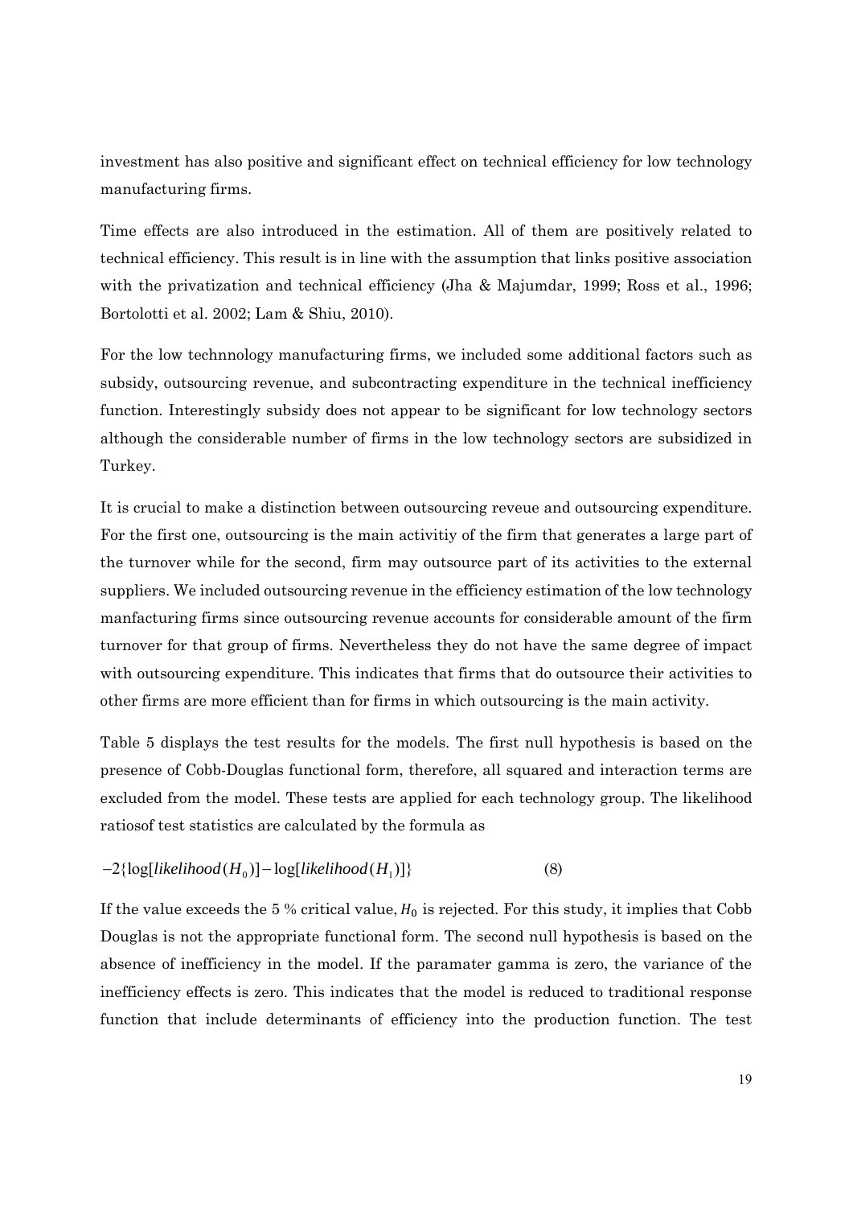investment has also positive and significant effect on technical efficiency for low technology manufacturing firms.

Time effects are also introduced in the estimation. All of them are positively related to technical efficiency. This result is in line with the assumption that links positive association with the privatization and technical efficiency (Jha & Majumdar, 1999; Ross et al., 1996; Bortolotti et al. 2002; Lam & Shiu, 2010).

For the low technnology manufacturing firms, we included some additional factors such as subsidy, outsourcing revenue, and subcontracting expenditure in the technical inefficiency function. Interestingly subsidy does not appear to be significant for low technology sectors although the considerable number of firms in the low technology sectors are subsidized in Turkey.

It is crucial to make a distinction between outsourcing reveue and outsourcing expenditure. For the first one, outsourcing is the main activitiy of the firm that generates a large part of the turnover while for the second, firm may outsource part of its activities to the external suppliers. We included outsourcing revenue in the efficiency estimation of the low technology manfacturing firms since outsourcing revenue accounts for considerable amount of the firm turnover for that group of firms. Nevertheless they do not have the same degree of impact with outsourcing expenditure. This indicates that firms that do outsource their activities to other firms are more efficient than for firms in which outsourcing is the main activity.

Table 5 displays the test results for the models. The first null hypothesis is based on the presence of Cobb-Douglas functional form, therefore, all squared and interaction terms are excluded from the model. These tests are applied for each technology group. The likelihood ratiosof test statistics are calculated by the formula as

$$-2\{\log[likelihood(H_0)] - \log[likelihood(H_1)]\} \qquad (8)$$

If the value exceeds the 5 % critical value, $H_0$ is rejected. For this study, it implies that Cobb Douglas is not the appropriate functional form. The second null hypothesis is based on the absence of inefficiency in the model. If the paramater gamma is zero, the variance of the inefficiency effects is zero. This indicates that the model is reduced to traditional response function that include determinants of efficiency into the production function. The test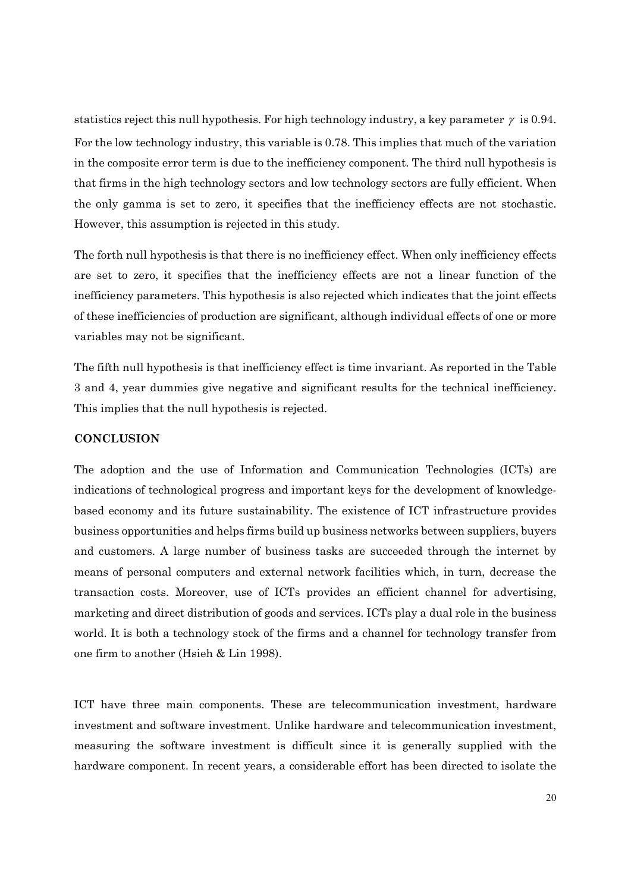statistics reject this null hypothesis. For high technology industry, a key parameter $\gamma$ is 0.94. For the low technology industry, this variable is 0.78. This implies that much of the variation in the composite error term is due to the inefficiency component. The third null hypothesis is that firms in the high technology sectors and low technology sectors are fully efficient. When the only gamma is set to zero, it specifies that the inefficiency effects are not stochastic. However, this assumption is rejected in this study.

The forth null hypothesis is that there is no inefficiency effect. When only inefficiency effects are set to zero, it specifies that the inefficiency effects are not a linear function of the inefficiency parameters. This hypothesis is also rejected which indicates that the joint effects of these inefficiencies of production are significant, although individual effects of one or more variables may not be significant.

The fifth null hypothesis is that inefficiency effect is time invariant. As reported in the Table 3 and 4, year dummies give negative and significant results for the technical inefficiency. This implies that the null hypothesis is rejected.

## CONCLUSION

The adoption and the use of Information and Communication Technologies (ICTs) are indications of technological progress and important keys for the development of knowledge-based economy and its future sustainability. The existence of ICT infrastructure provides business opportunities and helps firms build up business networks between suppliers, buyers and customers. A large number of business tasks are succeeded through the internet by means of personal computers and external network facilities which, in turn, decrease the transaction costs. Moreover, use of ICTs provides an efficient channel for advertising, marketing and direct distribution of goods and services. ICTs play a dual role in the business world. It is both a technology stock of the firms and a channel for technology transfer from one firm to another (Hsieh & Lin 1998).

ICT have three main components. These are telecommunication investment, hardware investment and software investment. Unlike hardware and telecommunication investment, measuring the software investment is difficult since it is generally supplied with the hardware component. In recent years, a considerable effort has been directed to isolate the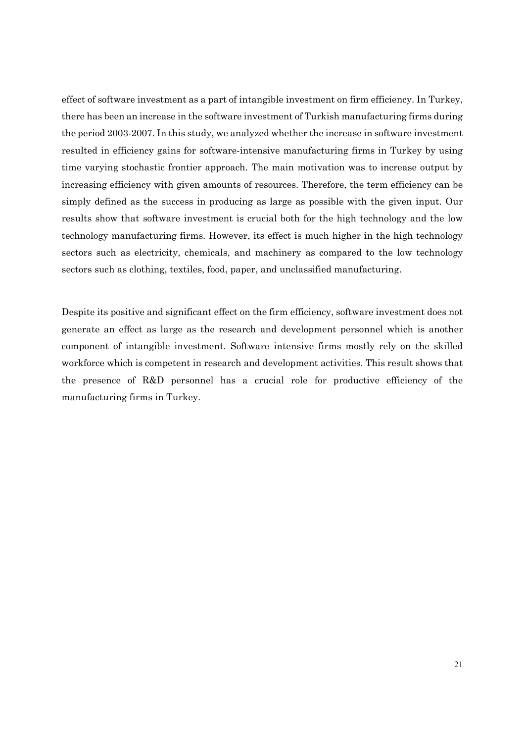effect of software investment as a part of intangible investment on firm efficiency. In Turkey, there has been an increase in the software investment of Turkish manufacturing firms during the period 2003-2007. In this study, we analyzed whether the increase in software investment resulted in efficiency gains for software-intensive manufacturing firms in Turkey by using time varying stochastic frontier approach. The main motivation was to increase output by increasing efficiency with given amounts of resources. Therefore, the term efficiency can be simply defined as the success in producing as large as possible with the given input. Our results show that software investment is crucial both for the high technology and the low technology manufacturing firms. However, its effect is much higher in the high technology sectors such as electricity, chemicals, and machinery as compared to the low technology sectors such as clothing, textiles, food, paper, and unclassified manufacturing.

Despite its positive and significant effect on the firm efficiency, software investment does not generate an effect as large as the research and development personnel which is another component of intangible investment. Software intensive firms mostly rely on the skilled workforce which is competent in research and development activities. This result shows that the presence of R&D personnel has a crucial role for productive efficiency of the manufacturing firms in Turkey.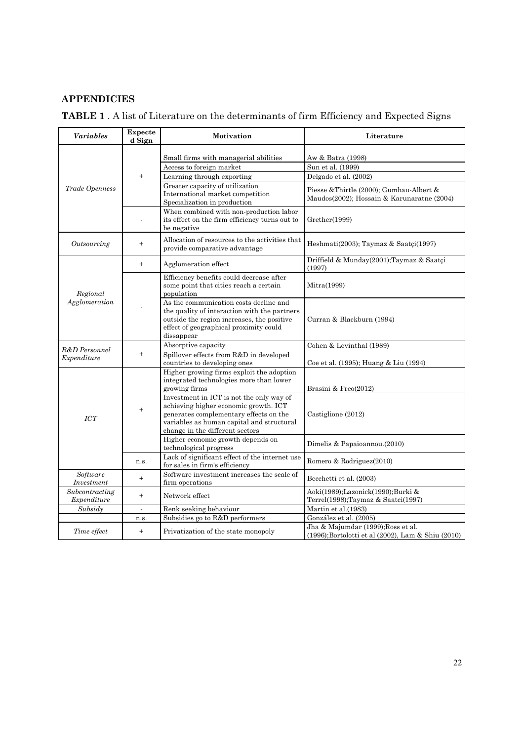## APPENDICIES

**TABLE 1** . A list of Literature on the determinants of firm Efficiency and Expected Signs

| *Variables* | Expected Sign | Motivation | Literature |
|---|---|---|---|
| *Trade Openness* | + | Small firms with managerial abilities | Aw & Batra (1998) |
| | | Access to foreign market | Sun et al. (1999) |
| | | Learning through exporting | Delgado et al. (2002) |
| | | Greater capacity of utilization International market competition Specialization in production | Piesse &Thirtle (2000); Gumbau-Albert & Maudos(2002); Hossain & Karunaratne (2004) |
| | - | When combined with non-production labor its effect on the firm efficiency turns out to be negative | Grether(1999) |
| *Outsourcing* | + | Allocation of resources to the activities that provide comparative advantage | Heshmati(2003); Taymaz & Saatçi(1997) |
| *Regional Agglomeration* | + | Agglomeration effect | Driffield & Munday(2001);Taymaz & Saatçi (1997) |
| | - | Efficiency benefits could decrease after some point that cities reach a certain population | Mitra(1999) |
| | | As the communication costs decline and the quality of interaction with the partners outside the region increases, the positive effect of geographical proximity could dissappear | Curran & Blackburn (1994) |
| *R&D Personnel Expenditure* | + | Absorptive capacity | Cohen & Levinthal (1989) |
| | | Spillover effects from R&D in developed countries to developing ones | Coe et al. (1995); Huang & Liu (1994) |
| *ICT* | + | Higher growing firms exploit the adoption integrated technologies more than lower growing firms | Brasini & Freo(2012) |
| | | Investment in ICT is not the only way of achieving higher economic growth. ICT generates complementary effects on the variables as human capital and structural change in the different sectors | Castiglione (2012) |
| | | Higher economic growth depends on technological progress | Dimelis & Papaioannou.(2010) |
| | n.s. | Lack of significant effect of the internet use for sales in firm's efficiency | Romero & Rodriguez(2010) |
| *Software Investment* | + | Software investment increases the scale of firm operations | Becchetti et al. (2003) |
| *Subcontracting Expenditure* | + | Network effect | Aoki(1989);Lazonick(1990);Burki & Terrel(1998);Taymaz & Saatci(1997) |
| *Subsidy* | - | Renk seeking behaviour | Martin et al.(1983) |
| | n.s. | Subsidies go to R&D performers | González et al. (2005) |
| *Time effect* | + | Privatization of the state monopoly | Jha & Majumdar (1999);Ross et al. (1996);Bortolotti et al (2002), Lam & Shiu (2010) |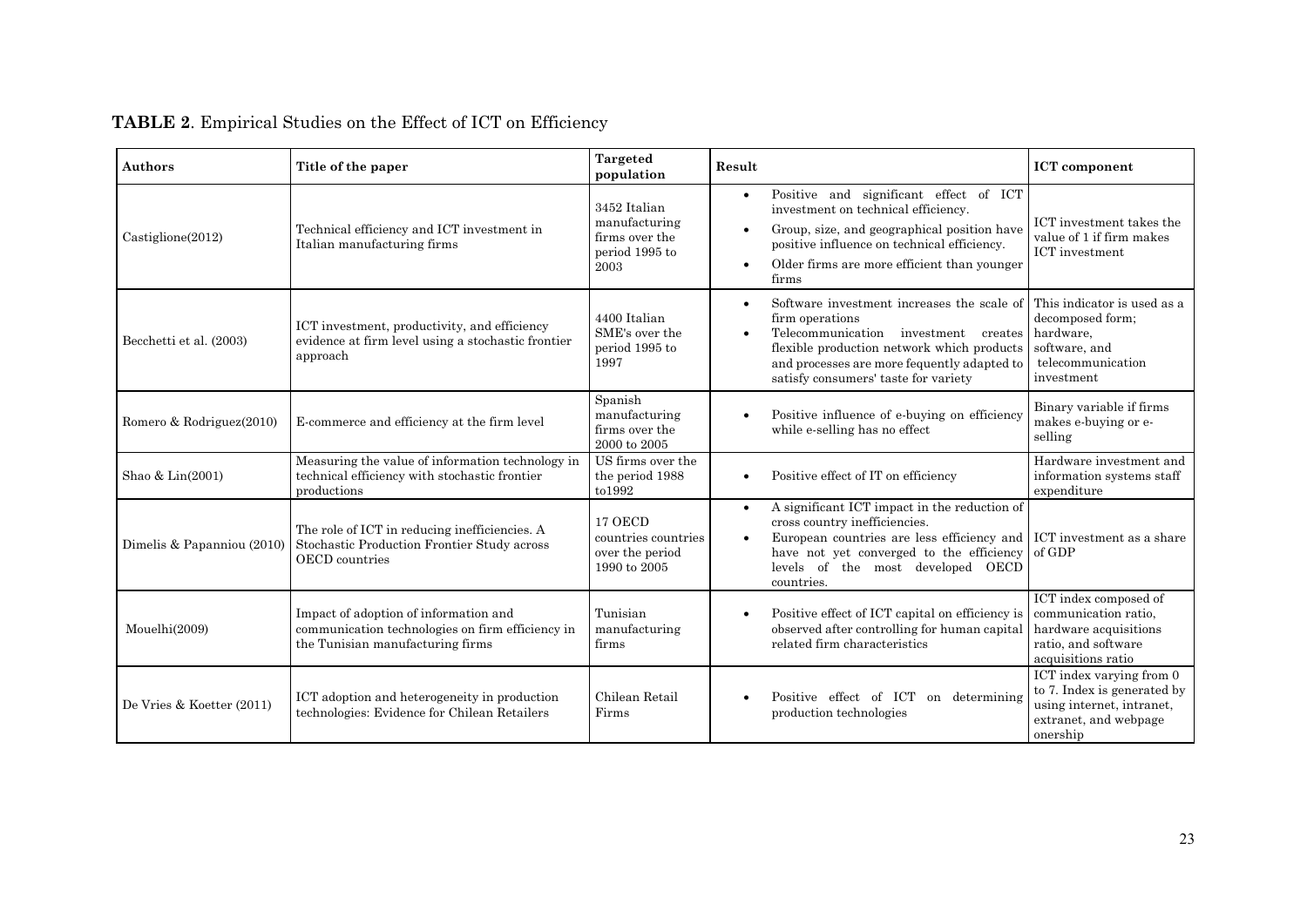**TABLE 2**. Empirical Studies on the Effect of ICT on Efficiency

| Authors | Title of the paper | Targeted population | Result | ICT component |
|---|---|---|---|---|
| Castiglione(2012) | Technical efficiency and ICT investment in Italian manufacturing firms | 3452 Italian manufacturing firms over the period 1995 to 2003 | • Positive and significant effect of ICT investment on technical efficiency. • Group, size, and geographical position have positive influence on technical efficiency. • Older firms are more efficient than younger firms | ICT investment takes the value of 1 if firm makes ICT investment |
| Becchetti et al. (2003) | ICT investment, productivity, and efficiency evidence at firm level using a stochastic frontier approach | 4400 Italian SME's over the period 1995 to 1997 | • Software investment increases the scale of firm operations • Telecommunication investment creates flexible production network which products and processes are more fequently adapted to satisfy consumers' taste for variety | This indicator is used as a decomposed form; hardware, software, and telecommunication investment |
| Romero & Rodriguez(2010) | E-commerce and efficiency at the firm level | Spanish manufacturing firms over the 2000 to 2005 | • Positive influence of e-buying on efficiency while e-selling has no effect | Binary variable if firms makes e-buying or e-selling |
| Shao & Lin(2001) | Measuring the value of information technology in technical efficiency with stochastic frontier productions | US firms over the the period 1988 to1992 | • Positive effect of IT on efficiency | Hardware investment and information systems staff expenditure |
| Dimelis & Papanniou (2010) | The role of ICT in reducing inefficiencies. A Stochastic Production Frontier Study across OECD countries | 17 OECD countries countries over the period 1990 to 2005 | • A significant ICT impact in the reduction of cross country inefficiencies. • European countries are less efficiency and have not yet converged to the efficiency levels of the most developed OECD countries. | ICT investment as a share of GDP |
| Mouelhi(2009) | Impact of adoption of information and communication technologies on firm efficiency in the Tunisian manufacturing firms | Tunisian manufacturing firms | • Positive effect of ICT capital on efficiency is observed after controlling for human capital related firm characteristics | ICT index composed of communication ratio, hardware acquisitions ratio, and software acquisitions ratio |
| De Vries & Koetter (2011) | ICT adoption and heterogeneity in production technologies: Evidence for Chilean Retailers | Chilean Retail Firms | • Positive effect of ICT on determining production technologies | ICT index varying from 0 to 7. Index is generated by using internet, intranet, extranet, and webpage onership |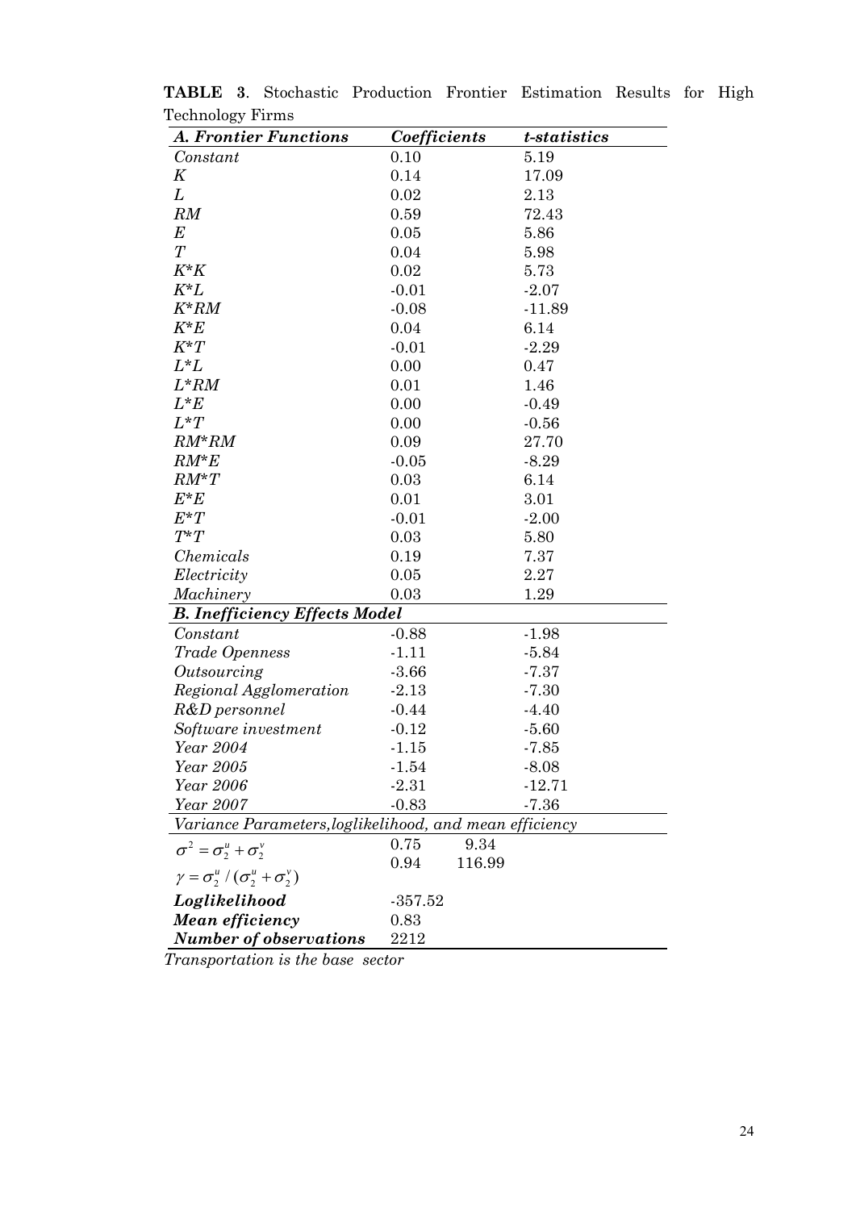**TABLE 3**. Stochastic Production Frontier Estimation Results for High Technology Firms

| *A. Frontier Functions* | *Coefficients* | *t-statistics* |
|---|---|---|
| *Constant* | 0.10 | 5.19 |
| *K* | 0.14 | 17.09 |
| *L* | 0.02 | 2.13 |
| *RM* | 0.59 | 72.43 |
| *E* | 0.05 | 5.86 |
| *T* | 0.04 | 5.98 |
| *K*K* | 0.02 | 5.73 |
| *K*L* | -0.01 | -2.07 |
| *K*RM* | -0.08 | -11.89 |
| *K*E* | 0.04 | 6.14 |
| *K*T* | -0.01 | -2.29 |
| *L*L* | 0.00 | 0.47 |
| *L*RM* | 0.01 | 1.46 |
| *L*E* | 0.00 | -0.49 |
| *L*T* | 0.00 | -0.56 |
| *RM*RM* | 0.09 | 27.70 |
| *RM*E* | -0.05 | -8.29 |
| *RM*T* | 0.03 | 6.14 |
| *E*E* | 0.01 | 3.01 |
| *E*T* | -0.01 | -2.00 |
| *T*T* | 0.03 | 5.80 |
| *Chemicals* | 0.19 | 7.37 |
| *Electricity* | 0.05 | 2.27 |
| *Machinery* | 0.03 | 1.29 |
| ***B. Inefficiency Effects Model*** | | |
| *Constant* | -0.88 | -1.98 |
| *Trade Openness* | -1.11 | -5.84 |
| *Outsourcing* | -3.66 | -7.37 |
| *Regional Agglomeration* | -2.13 | -7.30 |
| *R&D personnel* | -0.44 | -4.40 |
| *Software investment* | -0.12 | -5.60 |
| *Year 2004* | -1.15 | -7.85 |
| *Year 2005* | -1.54 | -8.08 |
| *Year 2006* | -2.31 | -12.71 |
| *Year 2007* | -0.83 | -7.36 |
| *Variance Parameters, loglikelihood, and mean efficiency* | | |
| $\sigma^2 = \sigma_2^u + \sigma_2^v$ | 0.75 | 9.34 |
| $\gamma = \sigma_2^u / (\sigma_2^u + \sigma_2^v)$ | 0.94 | 116.99 |
| ***Loglikelihood*** | -357.52 | |
| ***Mean efficiency*** | 0.83 | |
| ***Number of observations*** | 2212 | |

*Transportation is the base sector*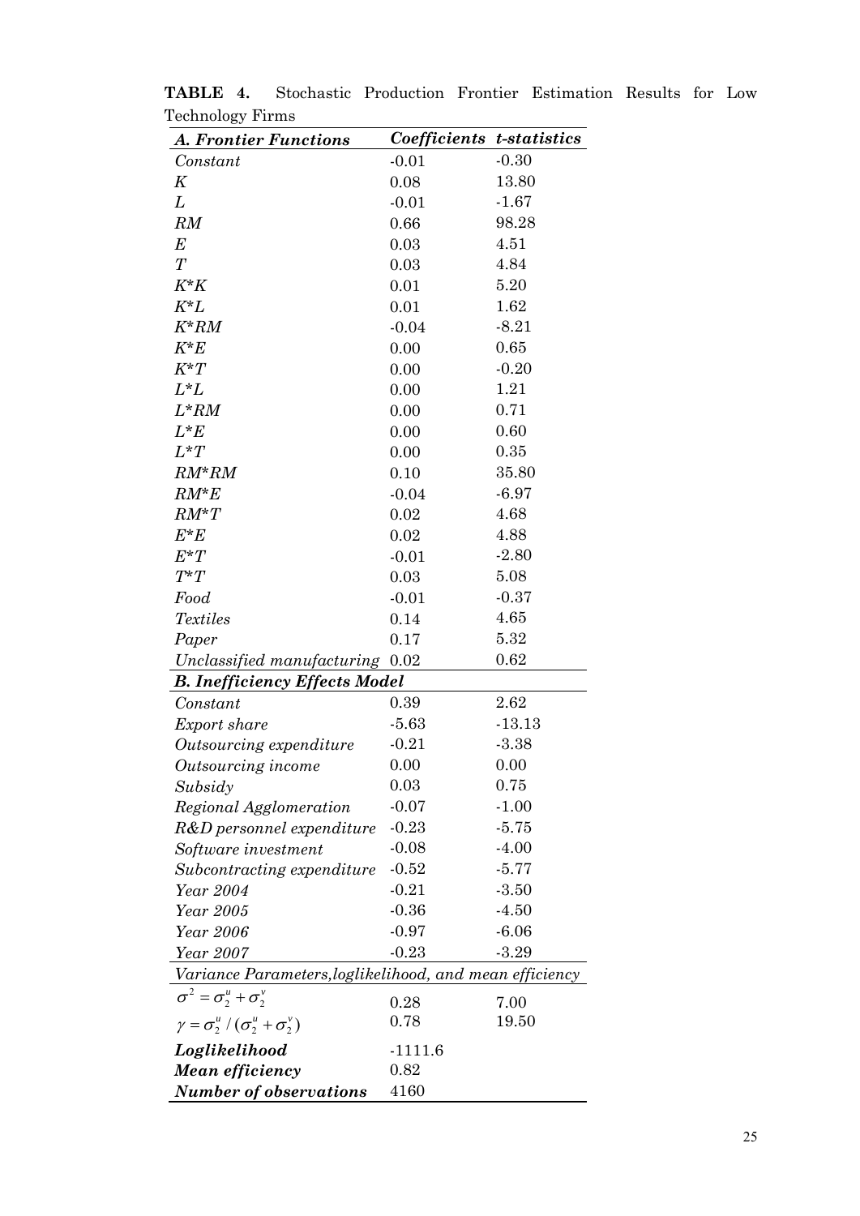**TABLE 4.** Stochastic Production Frontier Estimation Results for Low Technology Firms

| *A. Frontier Functions* | *Coefficients* | *t-statistics* |
|---|---|---|
| *Constant* | -0.01 | -0.30 |
| *K* | 0.08 | 13.80 |
| *L* | -0.01 | -1.67 |
| *RM* | 0.66 | 98.28 |
| *E* | 0.03 | 4.51 |
| *T* | 0.03 | 4.84 |
| *K*K* | 0.01 | 5.20 |
| *K*L* | 0.01 | 1.62 |
| *K*RM* | -0.04 | -8.21 |
| *K*E* | 0.00 | 0.65 |
| *K*T* | 0.00 | -0.20 |
| *L*L* | 0.00 | 1.21 |
| *L*RM* | 0.00 | 0.71 |
| *L*E* | 0.00 | 0.60 |
| *L*T* | 0.00 | 0.35 |
| *RM*RM* | 0.10 | 35.80 |
| *RM*E* | -0.04 | -6.97 |
| *RM*T* | 0.02 | 4.68 |
| *E*E* | 0.02 | 4.88 |
| *E*T* | -0.01 | -2.80 |
| *T*T* | 0.03 | 5.08 |
| *Food* | -0.01 | -0.37 |
| *Textiles* | 0.14 | 4.65 |
| *Paper* | 0.17 | 5.32 |
| *Unclassified manufacturing* | 0.02 | 0.62 |
| ***B. Inefficiency Effects Model*** | | |
| *Constant* | 0.39 | 2.62 |
| *Export share* | -5.63 | -13.13 |
| *Outsourcing expenditure* | -0.21 | -3.38 |
| *Outsourcing income* | 0.00 | 0.00 |
| *Subsidy* | 0.03 | 0.75 |
| *Regional Agglomeration* | -0.07 | -1.00 |
| *R&D personnel expenditure* | -0.23 | -5.75 |
| *Software investment* | -0.08 | -4.00 |
| *Subcontracting expenditure* | -0.52 | -5.77 |
| *Year 2004* | -0.21 | -3.50 |
| *Year 2005* | -0.36 | -4.50 |
| *Year 2006* | -0.97 | -6.06 |
| *Year 2007* | -0.23 | -3.29 |
| *Variance Parameters,loglikelihood, and mean efficiency* | | |
| $\sigma^2 = \sigma_2^u + \sigma_2^v$ | 0.28 | 7.00 |
| $\gamma = \sigma_2^u / (\sigma_2^u + \sigma_2^v)$ | 0.78 | 19.50 |
| ***Loglikelihood*** | -1111.6 | |
| ***Mean efficiency*** | 0.82 | |
| ***Number of observations*** | 4160 | |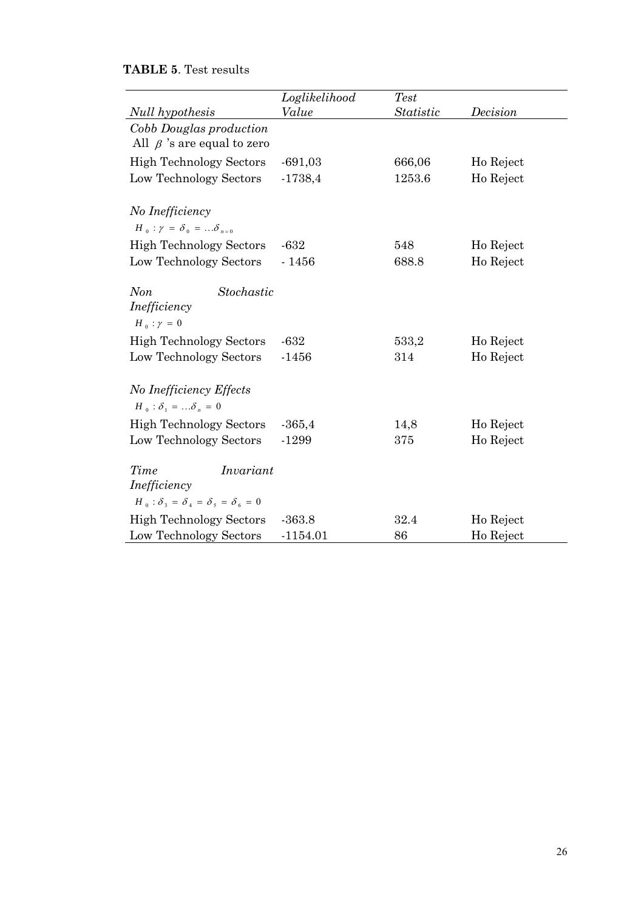**TABLE 5**. Test results

| *Null hypothesis* | *Loglikelihood Value* | *Test Statistic* | *Decision* |
|---|---|---|---|
| *Cobb Douglas production* All $\beta$ 's are equal to zero | | | |
| High Technology Sectors | -691,03 | 666,06 | Ho Reject |
| Low Technology Sectors | -1738,4 | 1253.6 | Ho Reject |
| *No Inefficiency* $H_0 : \gamma = \delta_0 = \ldots \delta_{n=0}$ | | | |
| High Technology Sectors | -632 | 548 | Ho Reject |
| Low Technology Sectors | - 1456 | 688.8 | Ho Reject |
| *Non Stochastic Inefficiency* $H_0 : \gamma = 0$ | | | |
| High Technology Sectors | -632 | 533,2 | Ho Reject |
| Low Technology Sectors | -1456 | 314 | Ho Reject |
| *No Inefficiency Effects* $H_0 : \delta_1 = \ldots \delta_n = 0$ | | | |
| High Technology Sectors | -365,4 | 14,8 | Ho Reject |
| Low Technology Sectors | -1299 | 375 | Ho Reject |
| *Time Invariant Inefficiency* $H_0 : \delta_3 = \delta_4 = \delta_5 = \delta_6 = 0$ | | | |
| High Technology Sectors | -363.8 | 32.4 | Ho Reject |
| Low Technology Sectors | -1154.01 | 86 | Ho Reject |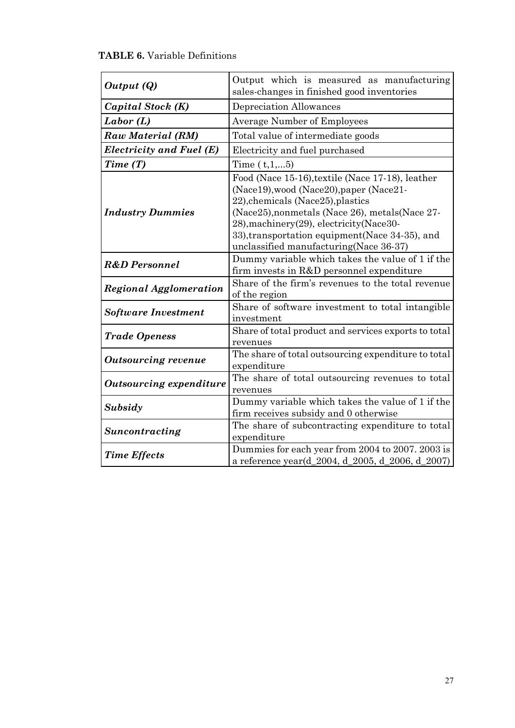**TABLE 6.** Variable Definitions

| | |
|---|---|
| ***Output (Q)*** | Output which is measured as manufacturing sales-changes in finished good inventories |
| ***Capital Stock (K)*** | Depreciation Allowances |
| ***Labor (L)*** | Average Number of Employees |
| ***Raw Material (RM)*** | Total value of intermediate goods |
| ***Electricity and Fuel (E)*** | Electricity and fuel purchased |
| ***Time (T)*** | Time ( t,1,...5) |
| ***Industry Dummies*** | Food (Nace 15-16),textile (Nace 17-18), leather (Nace19),wood (Nace20),paper (Nace21-22),chemicals (Nace25),plastics (Nace25),nonmetals (Nace 26), metals(Nace 27-28),machinery(29), electricity(Nace30-33),transportation equipment(Nace 34-35), and unclassified manufacturing(Nace 36-37) |
| ***R&D Personnel*** | Dummy variable which takes the value of 1 if the firm invests in R&D personnel expenditure |
| ***Regional Agglomeration*** | Share of the firm's revenues to the total revenue of the region |
| ***Software Investment*** | Share of software investment to total intangible investment |
| ***Trade Openess*** | Share of total product and services exports to total revenues |
| ***Outsourcing revenue*** | The share of total outsourcing expenditure to total expenditure |
| ***Outsourcing expenditure*** | The share of total outsourcing revenues to total revenues |
| ***Subsidy*** | Dummy variable which takes the value of 1 if the firm receives subsidy and 0 otherwise |
| ***Suncontracting*** | The share of subcontracting expenditure to total expenditure |
| ***Time Effects*** | Dummies for each year from 2004 to 2007. 2003 is a reference year(d_2004, d_2005, d_2006, d_2007) |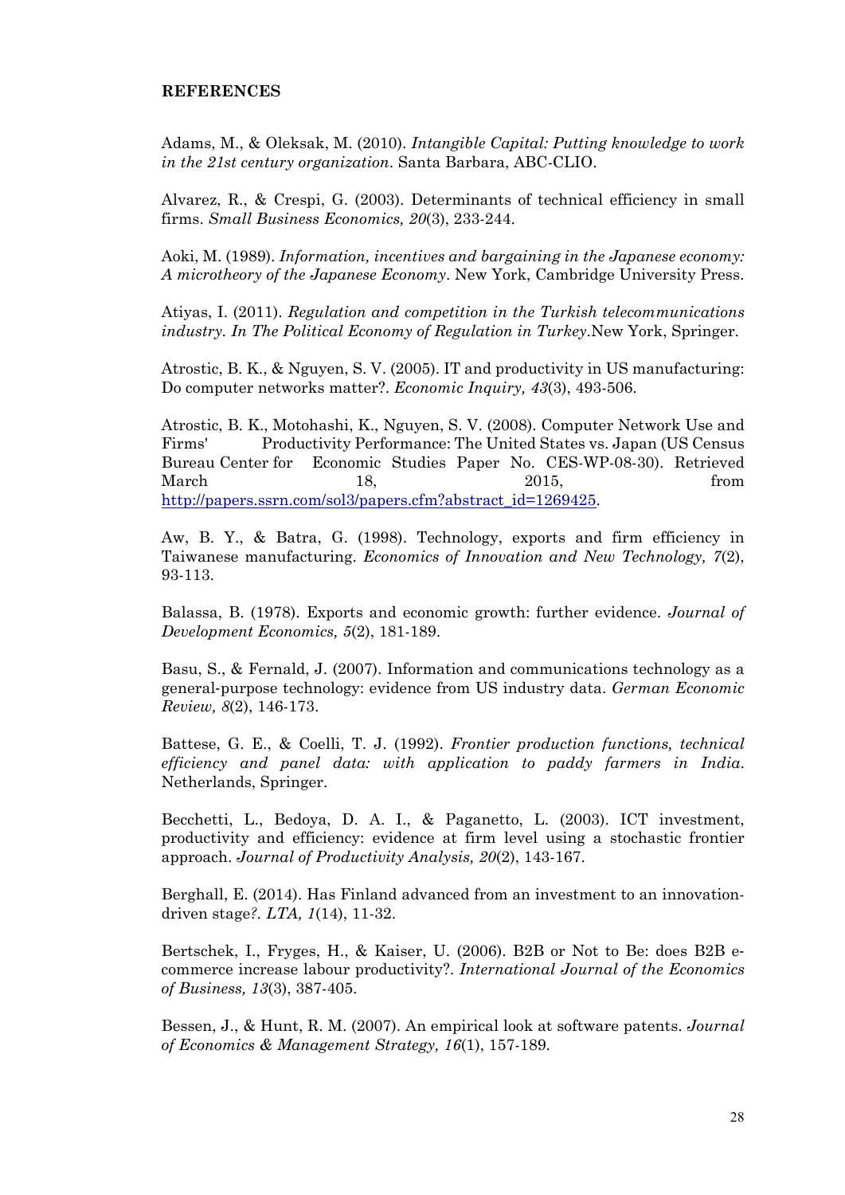**REFERENCES**

Adams, M., & Oleksak, M. (2010). *Intangible Capital: Putting knowledge to work in the 21st century organization*. Santa Barbara, ABC-CLIO.

Alvarez, R., & Crespi, G. (2003). Determinants of technical efficiency in small firms. *Small Business Economics, 20*(3), 233-244.

Aoki, M. (1989). *Information, incentives and bargaining in the Japanese economy: A microtheory of the Japanese Economy*. New York, Cambridge University Press.

Atiyas, I. (2011). *Regulation and competition in the Turkish telecommunications industry. In The Political Economy of Regulation in Turkey*.New York, Springer.

Atrostic, B. K., & Nguyen, S. V. (2005). IT and productivity in US manufacturing: Do computer networks matter?. *Economic Inquiry, 43*(3), 493-506.

Atrostic, B. K., Motohashi, K., Nguyen, S. V. (2008). Computer Network Use and Firms' Productivity Performance: The United States vs. Japan (US Census Bureau Center for Economic Studies Paper No. CES-WP-08-30). Retrieved March 18, 2015, from http://papers.ssrn.com/sol3/papers.cfm?abstract_id=1269425.

Aw, B. Y., & Batra, G. (1998). Technology, exports and firm efficiency in Taiwanese manufacturing. *Economics of Innovation and New Technology, 7*(2), 93-113.

Balassa, B. (1978). Exports and economic growth: further evidence. *Journal of Development Economics, 5*(2), 181-189.

Basu, S., & Fernald, J. (2007). Information and communications technology as a general-purpose technology: evidence from US industry data. *German Economic Review, 8*(2), 146-173.

Battese, G. E., & Coelli, T. J. (1992). *Frontier production functions, technical efficiency and panel data: with application to paddy farmers in India*. Netherlands, Springer.

Becchetti, L., Bedoya, D. A. I., & Paganetto, L. (2003). ICT investment, productivity and efficiency: evidence at firm level using a stochastic frontier approach. *Journal of Productivity Analysis, 20*(2), 143-167.

Berghall, E. (2014). Has Finland advanced from an investment to an innovation-driven stage?. *LTA, 1*(14), 11-32.

Bertschek, I., Fryges, H., & Kaiser, U. (2006). B2B or Not to Be: does B2B e-commerce increase labour productivity?. *International Journal of the Economics of Business, 13*(3), 387-405.

Bessen, J., & Hunt, R. M. (2007). An empirical look at software patents. *Journal of Economics & Management Strategy, 16*(1), 157-189.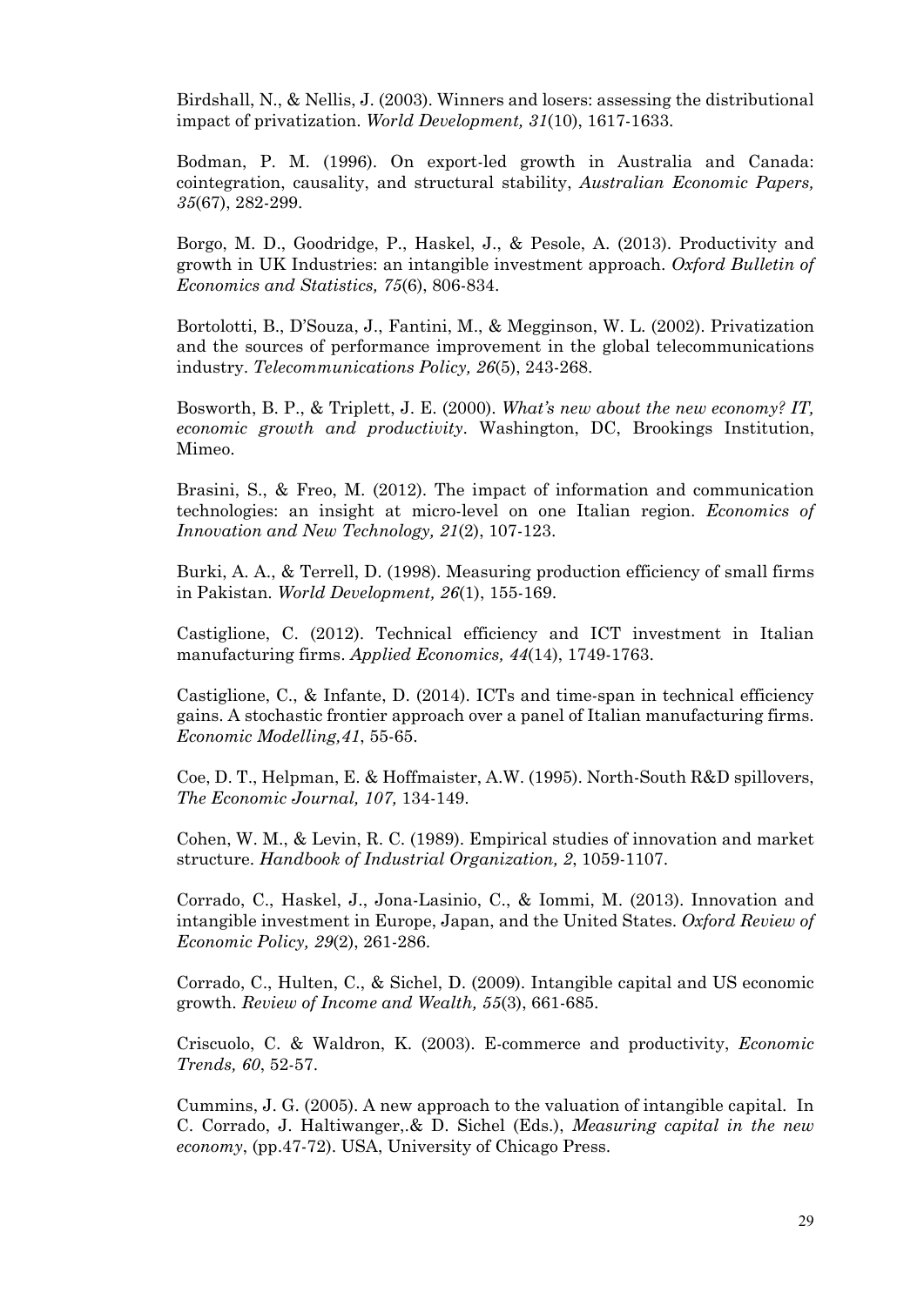Birdshall, N., & Nellis, J. (2003). Winners and losers: assessing the distributional impact of privatization. *World Development, 31*(10), 1617-1633.

Bodman, P. M. (1996). On export-led growth in Australia and Canada: cointegration, causality, and structural stability, *Australian Economic Papers, 35*(67), 282-299.

Borgo, M. D., Goodridge, P., Haskel, J., & Pesole, A. (2013). Productivity and growth in UK Industries: an intangible investment approach. *Oxford Bulletin of Economics and Statistics, 75*(6), 806-834.

Bortolotti, B., D'Souza, J., Fantini, M., & Megginson, W. L. (2002). Privatization and the sources of performance improvement in the global telecommunications industry. *Telecommunications Policy, 26*(5), 243-268.

Bosworth, B. P., & Triplett, J. E. (2000). *What's new about the new economy? IT, economic growth and productivity*. Washington, DC, Brookings Institution, Mimeo.

Brasini, S., & Freo, M. (2012). The impact of information and communication technologies: an insight at micro-level on one Italian region. *Economics of Innovation and New Technology, 21*(2), 107-123.

Burki, A. A., & Terrell, D. (1998). Measuring production efficiency of small firms in Pakistan. *World Development, 26*(1), 155-169.

Castiglione, C. (2012). Technical efficiency and ICT investment in Italian manufacturing firms. *Applied Economics, 44*(14), 1749-1763.

Castiglione, C., & Infante, D. (2014). ICTs and time-span in technical efficiency gains. A stochastic frontier approach over a panel of Italian manufacturing firms. *Economic Modelling,41*, 55-65.

Coe, D. T., Helpman, E. & Hoffmaister, A.W. (1995). North-South R&D spillovers, *The Economic Journal, 107,* 134-149.

Cohen, W. M., & Levin, R. C. (1989). Empirical studies of innovation and market structure. *Handbook of Industrial Organization, 2*, 1059-1107.

Corrado, C., Haskel, J., Jona-Lasinio, C., & Iommi, M. (2013). Innovation and intangible investment in Europe, Japan, and the United States. *Oxford Review of Economic Policy, 29*(2), 261-286.

Corrado, C., Hulten, C., & Sichel, D. (2009). Intangible capital and US economic growth. *Review of Income and Wealth, 55*(3), 661-685.

Criscuolo, C. & Waldron, K. (2003). E-commerce and productivity, *Economic Trends, 60*, 52-57.

Cummins, J. G. (2005). A new approach to the valuation of intangible capital. In C. Corrado, J. Haltiwanger,.& D. Sichel (Eds.), *Measuring capital in the new economy*, (pp.47-72). USA, University of Chicago Press.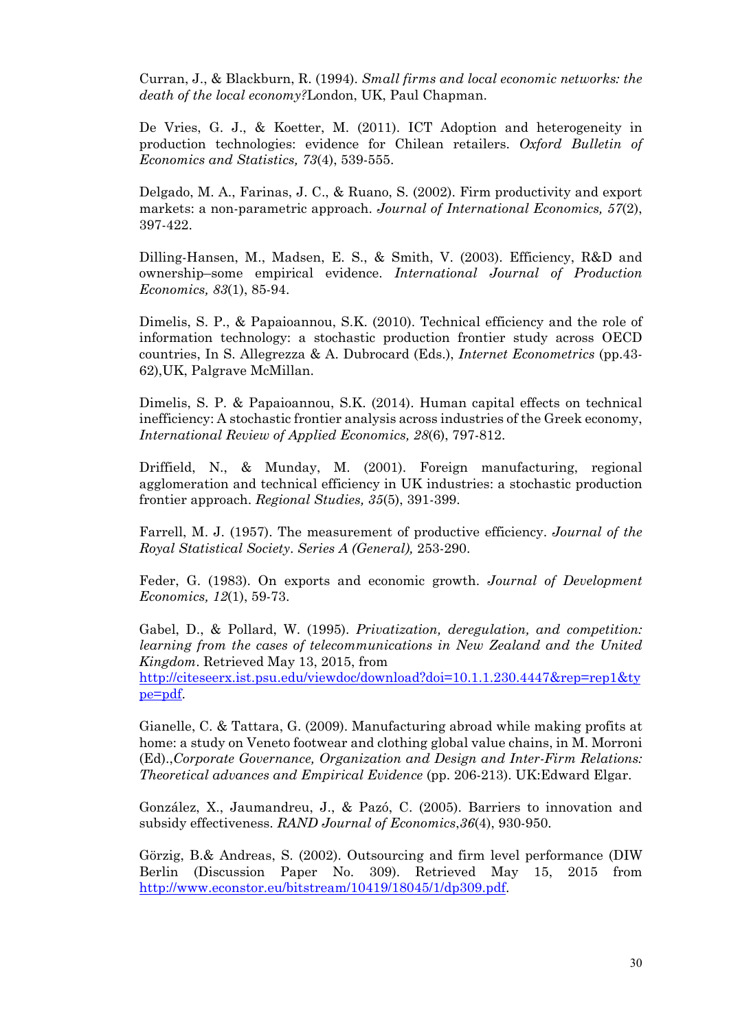Curran, J., & Blackburn, R. (1994). *Small firms and local economic networks: the death of the local economy?*London, UK, Paul Chapman.

De Vries, G. J., & Koetter, M. (2011). ICT Adoption and heterogeneity in production technologies: evidence for Chilean retailers. *Oxford Bulletin of Economics and Statistics, 73*(4), 539-555.

Delgado, M. A., Farinas, J. C., & Ruano, S. (2002). Firm productivity and export markets: a non-parametric approach. *Journal of International Economics, 57*(2), 397-422.

Dilling-Hansen, M., Madsen, E. S., & Smith, V. (2003). Efficiency, R&D and ownership–some empirical evidence. *International Journal of Production Economics, 83*(1), 85-94.

Dimelis, S. P., & Papaioannou, S.K. (2010). Technical efficiency and the role of information technology: a stochastic production frontier study across OECD countries, In S. Allegrezza & A. Dubrocard (Eds.), *Internet Econometrics* (pp.43-62),UK, Palgrave McMillan.

Dimelis, S. P. & Papaioannou, S.K. (2014). Human capital effects on technical inefficiency: A stochastic frontier analysis across industries of the Greek economy, *International Review of Applied Economics, 28*(6), 797-812.

Driffield, N., & Munday, M. (2001). Foreign manufacturing, regional agglomeration and technical efficiency in UK industries: a stochastic production frontier approach. *Regional Studies, 35*(5), 391-399.

Farrell, M. J. (1957). The measurement of productive efficiency. *Journal of the Royal Statistical Society*. *Series A (General),* 253-290.

Feder, G. (1983). On exports and economic growth. *Journal of Development Economics, 12*(1), 59-73.

Gabel, D., & Pollard, W. (1995). *Privatization, deregulation, and competition: learning from the cases of telecommunications in New Zealand and the United Kingdom*. Retrieved May 13, 2015, from http://citeseerx.ist.psu.edu/viewdoc/download?doi=10.1.1.230.4447&rep=rep1&type=pdf.

Gianelle, C. & Tattara, G. (2009). Manufacturing abroad while making profits at home: a study on Veneto footwear and clothing global value chains, in M. Morroni (Ed).,*Corporate Governance, Organization and Design and Inter-Firm Relations: Theoretical advances and Empirical Evidence* (pp. 206-213). UK:Edward Elgar.

González, X., Jaumandreu, J., & Pazó, C. (2005). Barriers to innovation and subsidy effectiveness. *RAND Journal of Economics*,*36*(4), 930-950.

Görzig, B.& Andreas, S. (2002). Outsourcing and firm level performance (DIW Berlin (Discussion Paper No. 309). Retrieved May 15, 2015 from http://www.econstor.eu/bitstream/10419/18045/1/dp309.pdf.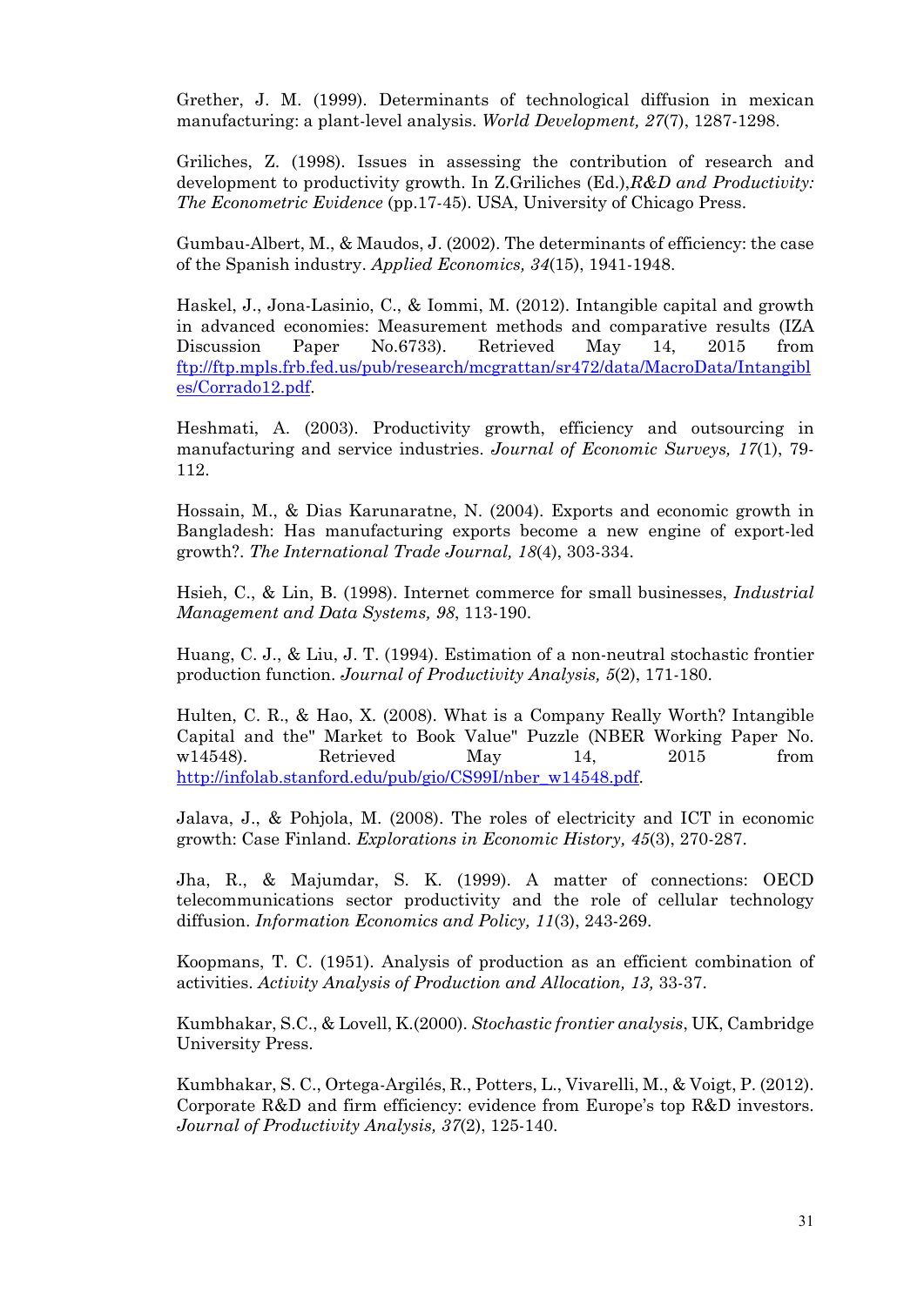Grether, J. M. (1999). Determinants of technological diffusion in mexican manufacturing: a plant-level analysis. *World Development, 27*(7), 1287-1298.

Griliches, Z. (1998). Issues in assessing the contribution of research and development to productivity growth. In Z.Griliches (Ed.),*R&D and Productivity: The Econometric Evidence* (pp.17-45). USA, University of Chicago Press.

Gumbau-Albert, M., & Maudos, J. (2002). The determinants of efficiency: the case of the Spanish industry. *Applied Economics, 34*(15), 1941-1948.

Haskel, J., Jona-Lasinio, C., & Iommi, M. (2012). Intangible capital and growth in advanced economies: Measurement methods and comparative results (IZA Discussion Paper No.6733). Retrieved May 14, 2015 from [ftp://ftp.mpls.frb.fed.us/pub/research/mcgrattan/sr472/data/MacroData/Intangibles/Corrado12.pdf](ftp://ftp.mpls.frb.fed.us/pub/research/mcgrattan/sr472/data/MacroData/Intangibles/Corrado12.pdf).

Heshmati, A. (2003). Productivity growth, efficiency and outsourcing in manufacturing and service industries. *Journal of Economic Surveys, 17*(1), 79-112.

Hossain, M., & Dias Karunaratne, N. (2004). Exports and economic growth in Bangladesh: Has manufacturing exports become a new engine of export-led growth?. *The International Trade Journal, 18*(4), 303-334.

Hsieh, C., & Lin, B. (1998). Internet commerce for small businesses, *Industrial Management and Data Systems, 98*, 113-190.

Huang, C. J., & Liu, J. T. (1994). Estimation of a non-neutral stochastic frontier production function. *Journal of Productivity Analysis, 5*(2), 171-180.

Hulten, C. R., & Hao, X. (2008). What is a Company Really Worth? Intangible Capital and the" Market to Book Value" Puzzle (NBER Working Paper No. w14548). Retrieved May 14, 2015 from [http://infolab.stanford.edu/pub/gio/CS99I/nber_w14548.pdf](http://infolab.stanford.edu/pub/gio/CS99I/nber_w14548.pdf).

Jalava, J., & Pohjola, M. (2008). The roles of electricity and ICT in economic growth: Case Finland. *Explorations in Economic History, 45*(3), 270-287.

Jha, R., & Majumdar, S. K. (1999). A matter of connections: OECD telecommunications sector productivity and the role of cellular technology diffusion. *Information Economics and Policy, 11*(3), 243-269.

Koopmans, T. C. (1951). Analysis of production as an efficient combination of activities. *Activity Analysis of Production and Allocation, 13,* 33-37.

Kumbhakar, S.C., & Lovell, K.(2000). *Stochastic frontier analysis*, UK, Cambridge University Press.

Kumbhakar, S. C., Ortega-Argilés, R., Potters, L., Vivarelli, M., & Voigt, P. (2012). Corporate R&D and firm efficiency: evidence from Europe's top R&D investors. *Journal of Productivity Analysis, 37*(2), 125-140.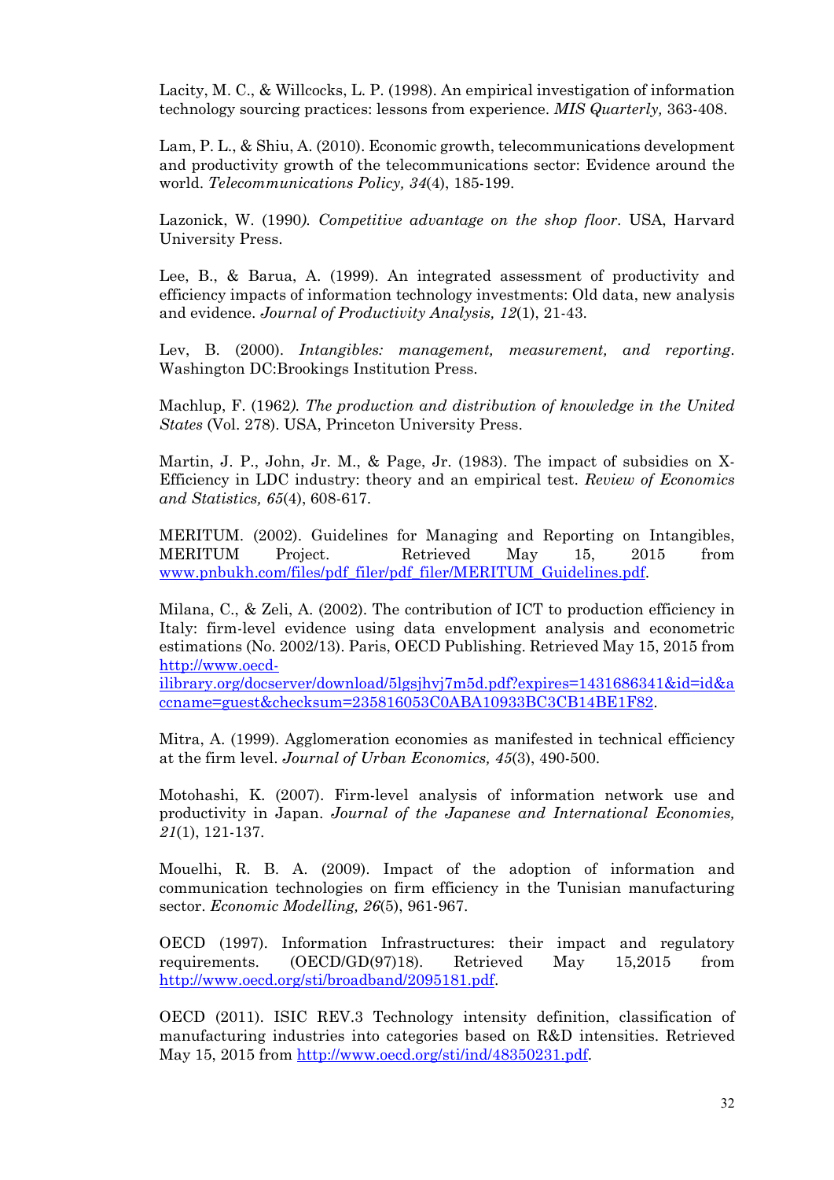Lacity, M. C., & Willcocks, L. P. (1998). An empirical investigation of information technology sourcing practices: lessons from experience. *MIS Quarterly,* 363-408.

Lam, P. L., & Shiu, A. (2010). Economic growth, telecommunications development and productivity growth of the telecommunications sector: Evidence around the world. *Telecommunications Policy, 34*(4), 185-199.

Lazonick, W. (1990*). Competitive advantage on the shop floor*. USA, Harvard University Press.

Lee, B., & Barua, A. (1999). An integrated assessment of productivity and efficiency impacts of information technology investments: Old data, new analysis and evidence. *Journal of Productivity Analysis, 12*(1), 21-43.

Lev, B. (2000). *Intangibles: management, measurement, and reporting*. Washington DC:Brookings Institution Press.

Machlup, F. (1962*). The production and distribution of knowledge in the United States* (Vol. 278). USA, Princeton University Press.

Martin, J. P., John, Jr. M., & Page, Jr. (1983). The impact of subsidies on X-Efficiency in LDC industry: theory and an empirical test. *Review of Economics and Statistics, 65*(4), 608-617.

MERITUM. (2002). Guidelines for Managing and Reporting on Intangibles, MERITUM Project. Retrieved May 15, 2015 from www.pnbukh.com/files/pdf_filer/pdf_filer/MERITUM_Guidelines.pdf.

Milana, C., & Zeli, A. (2002). The contribution of ICT to production efficiency in Italy: firm-level evidence using data envelopment analysis and econometric estimations (No. 2002/13). Paris, OECD Publishing. Retrieved May 15, 2015 from http://www.oecd-ilibrary.org/docserver/download/5lgsjhvj7m5d.pdf?expires=1431686341&id=id&accname=guest&checksum=235816053C0ABA10933BC3CB14BE1F82.

Mitra, A. (1999). Agglomeration economies as manifested in technical efficiency at the firm level. *Journal of Urban Economics, 45*(3), 490-500.

Motohashi, K. (2007). Firm-level analysis of information network use and productivity in Japan. *Journal of the Japanese and International Economies, 21*(1), 121-137.

Mouelhi, R. B. A. (2009). Impact of the adoption of information and communication technologies on firm efficiency in the Tunisian manufacturing sector. *Economic Modelling, 26*(5), 961-967.

OECD (1997). Information Infrastructures: their impact and regulatory requirements. (OECD/GD(97)18). Retrieved May 15,2015 from http://www.oecd.org/sti/broadband/2095181.pdf.

OECD (2011). ISIC REV.3 Technology intensity definition, classification of manufacturing industries into categories based on R&D intensities. Retrieved May 15, 2015 from http://www.oecd.org/sti/ind/48350231.pdf.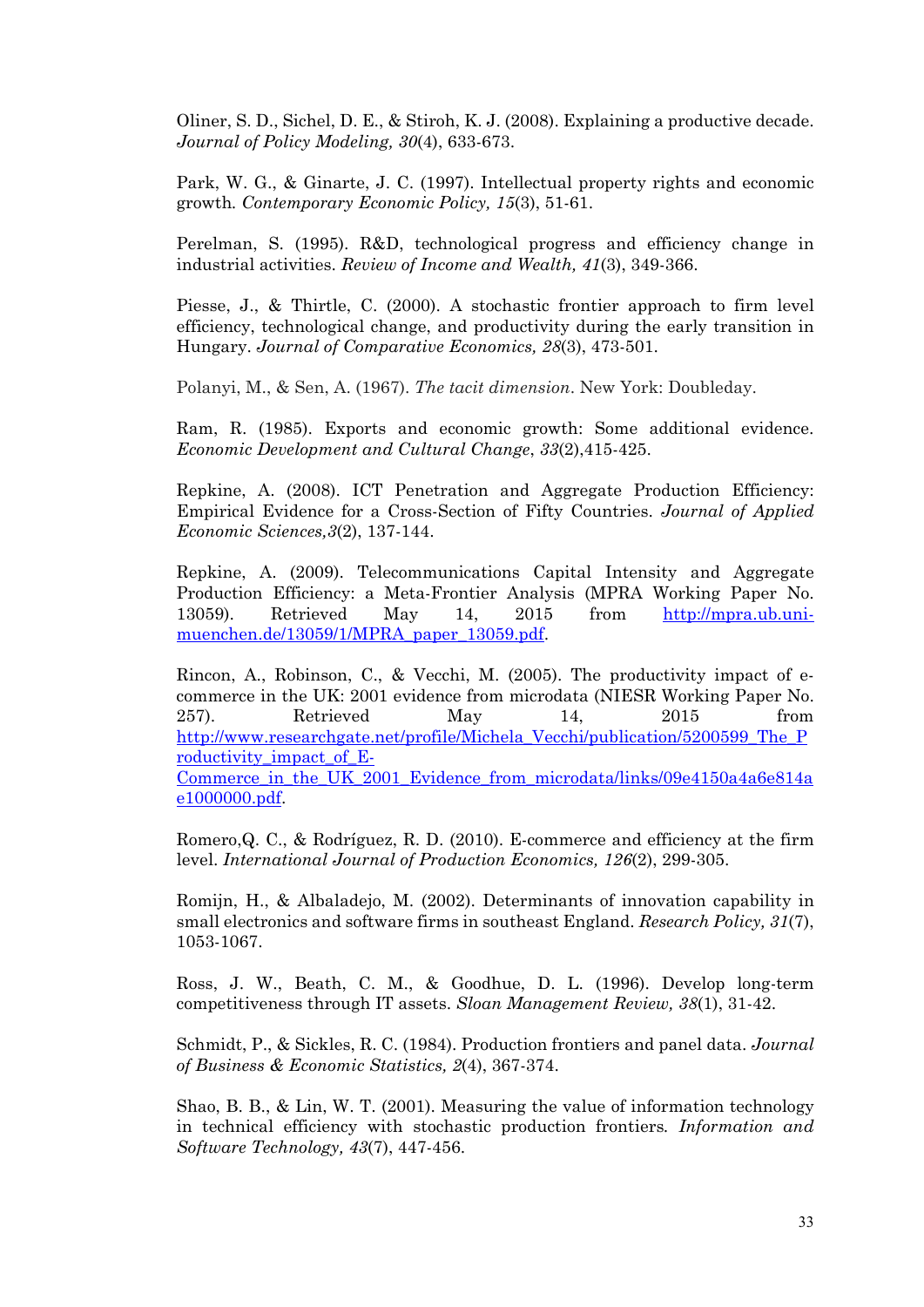Oliner, S. D., Sichel, D. E., & Stiroh, K. J. (2008). Explaining a productive decade. *Journal of Policy Modeling, 30*(4), 633-673.

Park, W. G., & Ginarte, J. C. (1997). Intellectual property rights and economic growth. *Contemporary Economic Policy, 15*(3), 51-61.

Perelman, S. (1995). R&D, technological progress and efficiency change in industrial activities. *Review of Income and Wealth, 41*(3), 349-366.

Piesse, J., & Thirtle, C. (2000). A stochastic frontier approach to firm level efficiency, technological change, and productivity during the early transition in Hungary. *Journal of Comparative Economics, 28*(3), 473-501.

Polanyi, M., & Sen, A. (1967). *The tacit dimension*. New York: Doubleday.

Ram, R. (1985). Exports and economic growth: Some additional evidence. *Economic Development and Cultural Change*, *33*(2),415-425.

Repkine, A. (2008). ICT Penetration and Aggregate Production Efficiency: Empirical Evidence for a Cross-Section of Fifty Countries. *Journal of Applied Economic Sciences,3*(2), 137-144.

Repkine, A. (2009). Telecommunications Capital Intensity and Aggregate Production Efficiency: a Meta-Frontier Analysis (MPRA Working Paper No. 13059). Retrieved May 14, 2015 from http://mpra.ub.uni-muenchen.de/13059/1/MPRA_paper_13059.pdf.

Rincon, A., Robinson, C., & Vecchi, M. (2005). The productivity impact of e-commerce in the UK: 2001 evidence from microdata (NIESR Working Paper No. 257). Retrieved May 14, 2015 from http://www.researchgate.net/profile/Michela_Vecchi/publication/5200599_The_Productivity_impact_of_E-Commerce_in_the_UK_2001_Evidence_from_microdata/links/09e4150a4a6e814ae1000000.pdf.

Romero,Q. C., & Rodríguez, R. D. (2010). E-commerce and efficiency at the firm level. *International Journal of Production Economics, 126*(2), 299-305.

Romijn, H., & Albaladejo, M. (2002). Determinants of innovation capability in small electronics and software firms in southeast England. *Research Policy, 31*(7), 1053-1067.

Ross, J. W., Beath, C. M., & Goodhue, D. L. (1996). Develop long-term competitiveness through IT assets. *Sloan Management Review, 38*(1), 31-42.

Schmidt, P., & Sickles, R. C. (1984). Production frontiers and panel data. *Journal of Business & Economic Statistics, 2*(4), 367-374.

Shao, B. B., & Lin, W. T. (2001). Measuring the value of information technology in technical efficiency with stochastic production frontiers. *Information and Software Technology, 43*(7), 447-456.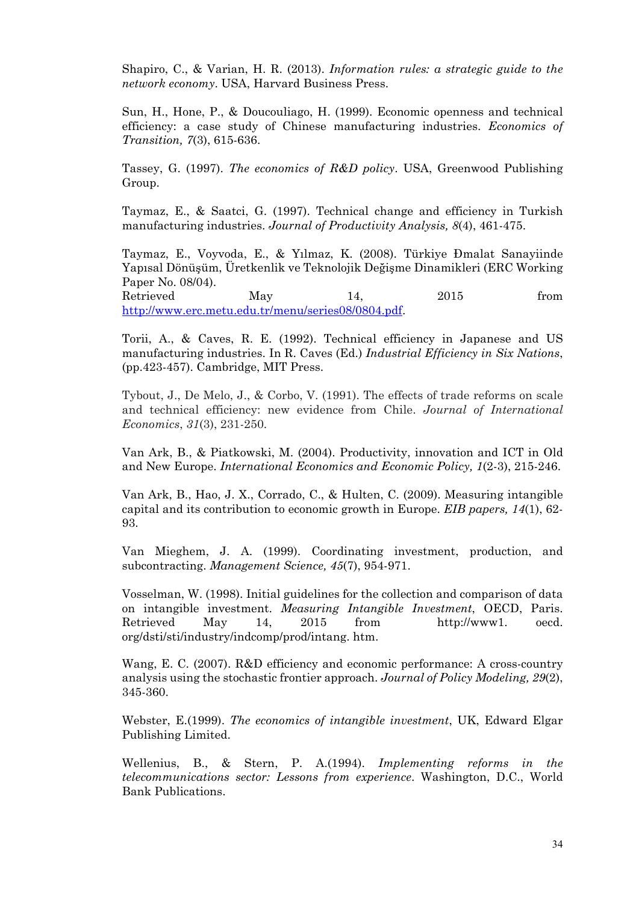Shapiro, C., & Varian, H. R. (2013). *Information rules: a strategic guide to the network economy*. USA, Harvard Business Press.

Sun, H., Hone, P., & Doucouliago, H. (1999). Economic openness and technical efficiency: a case study of Chinese manufacturing industries. *Economics of Transition, 7*(3), 615-636.

Tassey, G. (1997). *The economics of R&D policy*. USA, Greenwood Publishing Group.

Taymaz, E., & Saatci, G. (1997). Technical change and efficiency in Turkish manufacturing industries. *Journal of Productivity Analysis, 8*(4), 461-475.

Taymaz, E., Voyvoda, E., & Yılmaz, K. (2008). Türkiye Đmalat Sanayiinde Yapısal Dönüşüm, Üretkenlik ve Teknolojik Değişme Dinamikleri (ERC Working Paper No. 08/04).
Retrieved May 14, 2015 from http://www.erc.metu.edu.tr/menu/series08/0804.pdf.

Torii, A., & Caves, R. E. (1992). Technical efficiency in Japanese and US manufacturing industries. In R. Caves (Ed.) *Industrial Efficiency in Six Nations*, (pp.423-457). Cambridge, MIT Press.

Tybout, J., De Melo, J., & Corbo, V. (1991). The effects of trade reforms on scale and technical efficiency: new evidence from Chile. *Journal of International Economics*, *31*(3), 231-250.

Van Ark, B., & Piatkowski, M. (2004). Productivity, innovation and ICT in Old and New Europe. *International Economics and Economic Policy, 1*(2-3), 215-246.

Van Ark, B., Hao, J. X., Corrado, C., & Hulten, C. (2009). Measuring intangible capital and its contribution to economic growth in Europe. *EIB papers, 14*(1), 62-93.

Van Mieghem, J. A. (1999). Coordinating investment, production, and subcontracting. *Management Science, 45*(7), 954-971.

Vosselman, W. (1998). Initial guidelines for the collection and comparison of data on intangible investment. *Measuring Intangible Investment*, OECD, Paris. Retrieved May 14, 2015 from http://www1. oecd. org/dsti/sti/industry/indcomp/prod/intang. htm.

Wang, E. C. (2007). R&D efficiency and economic performance: A cross-country analysis using the stochastic frontier approach. *Journal of Policy Modeling, 29*(2), 345-360.

Webster, E.(1999). *The economics of intangible investment*, UK, Edward Elgar Publishing Limited.

Wellenius, B., & Stern, P. A.(1994). *Implementing reforms in the telecommunications sector: Lessons from experience*. Washington, D.C., World Bank Publications.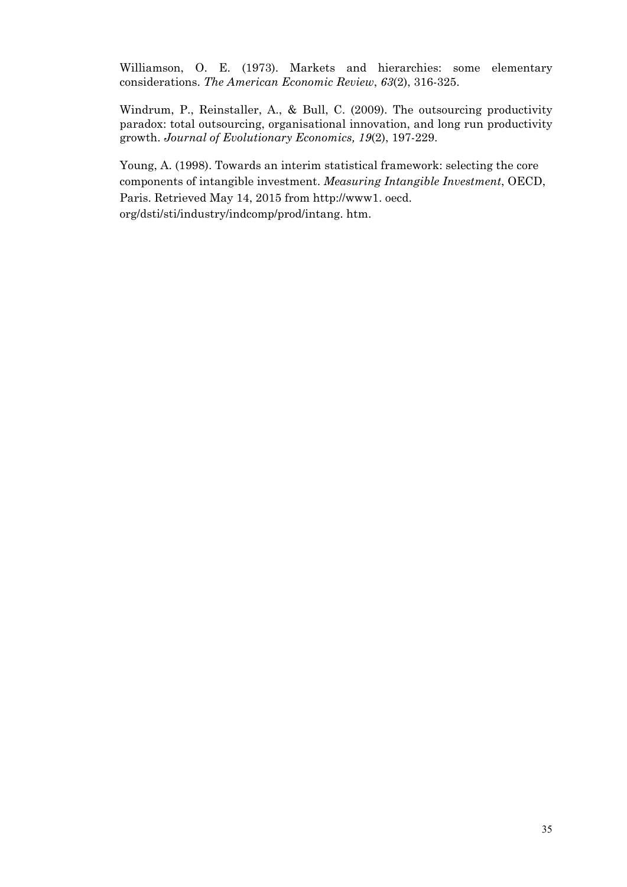Williamson, O. E. (1973). Markets and hierarchies: some elementary considerations. *The American Economic Review*, *63*(2), 316-325.

Windrum, P., Reinstaller, A., & Bull, C. (2009). The outsourcing productivity paradox: total outsourcing, organisational innovation, and long run productivity growth. *Journal of Evolutionary Economics, 19*(2), 197-229.

Young, A. (1998). Towards an interim statistical framework: selecting the core components of intangible investment. *Measuring Intangible Investment*, OECD, Paris. Retrieved May 14, 2015 from http://www1. oecd. org/dsti/sti/industry/indcomp/prod/intang. htm.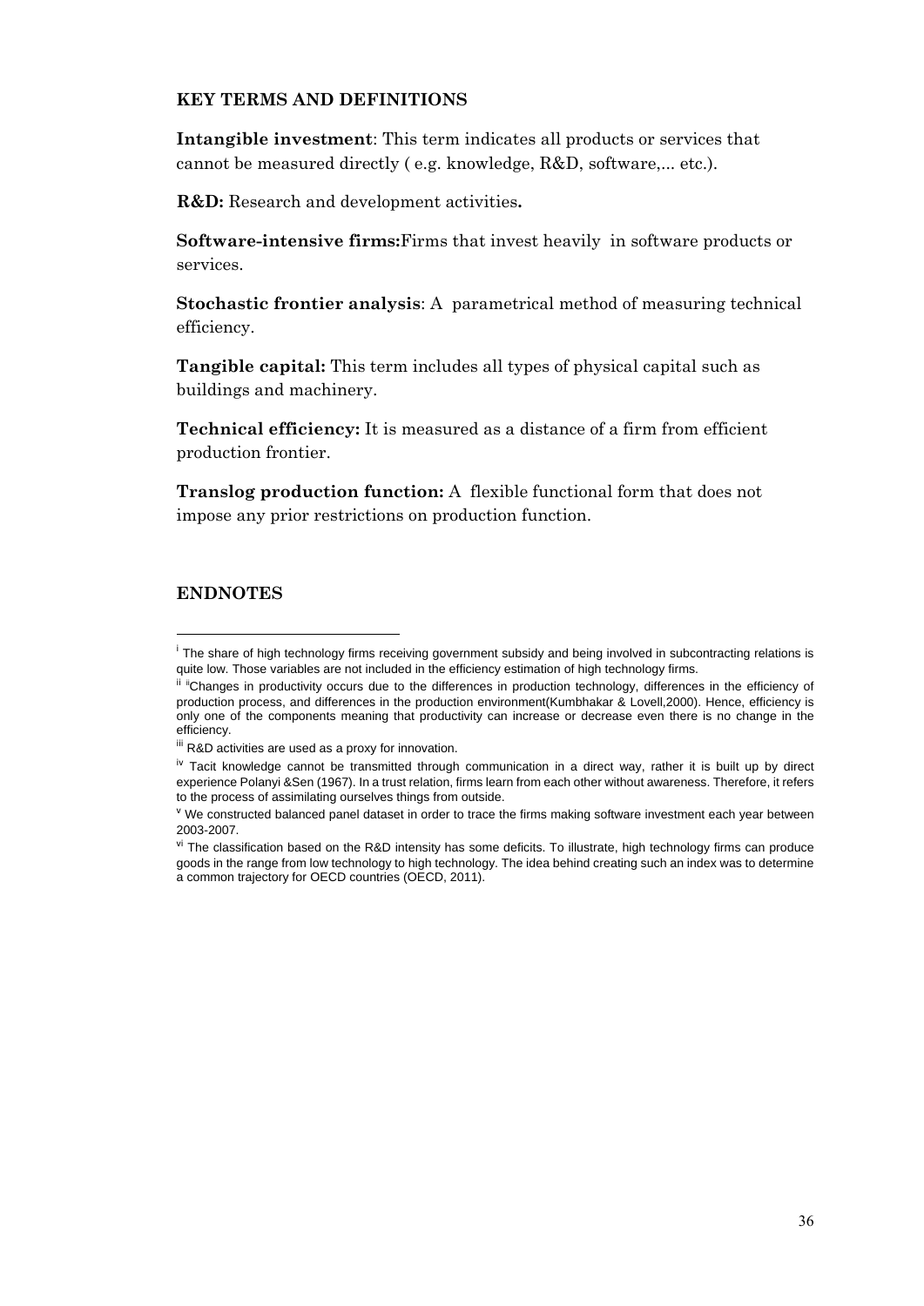## KEY TERMS AND DEFINITIONS

**Intangible investment**: This term indicates all products or services that cannot be measured directly ( e.g. knowledge, R&D, software,... etc.).

**R&D:** Research and development activities**.**

**Software-intensive firms:**Firms that invest heavily in software products or services.

**Stochastic frontier analysis**: A parametrical method of measuring technical efficiency.

**Tangible capital:** This term includes all types of physical capital such as buildings and machinery.

**Technical efficiency:** It is measured as a distance of a firm from efficient production frontier.

**Translog production function:** A flexible functional form that does not impose any prior restrictions on production function.

## ENDNOTES

[i] The share of high technology firms receiving government subsidy and being involved in subcontracting relations is quite low. Those variables are not included in the efficiency estimation of high technology firms.

[ii] [ii]Changes in productivity occurs due to the differences in production technology, differences in the efficiency of production process, and differences in the production environment(Kumbhakar & Lovell,2000). Hence, efficiency is only one of the components meaning that productivity can increase or decrease even there is no change in the efficiency.

[iii] R&D activities are used as a proxy for innovation.

[iv] Tacit knowledge cannot be transmitted through communication in a direct way, rather it is built up by direct experience Polanyi &Sen (1967). In a trust relation, firms learn from each other without awareness. Therefore, it refers to the process of assimilating ourselves things from outside.

[v] We constructed balanced panel dataset in order to trace the firms making software investment each year between 2003-2007.

[vi] The classification based on the R&D intensity has some deficits. To illustrate, high technology firms can produce goods in the range from low technology to high technology. The idea behind creating such an index was to determine a common trajectory for OECD countries (OECD, 2011).